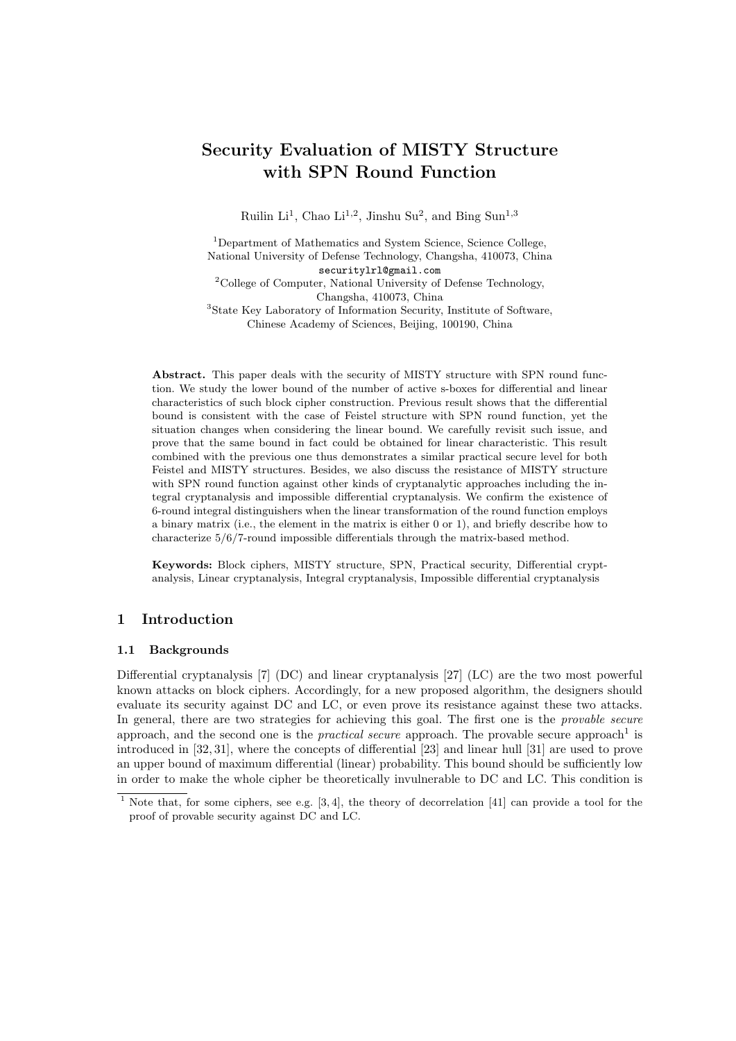# Security Evaluation of MISTY Structure with SPN Round Function

Ruilin Li[1], Chao Li[1,2], Jinshu Su[2], and Bing Sun[1,3]

[1]Department of Mathematics and System Science, Science College, National University of Defense Technology, Changsha, 410073, China
securitylrl@gmail.com
[2]College of Computer, National University of Defense Technology, Changsha, 410073, China
[3]State Key Laboratory of Information Security, Institute of Software, Chinese Academy of Sciences, Beijing, 100190, China

**Abstract.** This paper deals with the security of MISTY structure with SPN round function. We study the lower bound of the number of active s-boxes for differential and linear characteristics of such block cipher construction. Previous result shows that the differential bound is consistent with the case of Feistel structure with SPN round function, yet the situation changes when considering the linear bound. We carefully revisit such issue, and prove that the same bound in fact could be obtained for linear characteristic. This result combined with the previous one thus demonstrates a similar practical secure level for both Feistel and MISTY structures. Besides, we also discuss the resistance of MISTY structure with SPN round function against other kinds of cryptanalytic approaches including the integral cryptanalysis and impossible differential cryptanalysis. We confirm the existence of 6-round integral distinguishers when the linear transformation of the round function employs a binary matrix (i.e., the element in the matrix is either 0 or 1), and briefly describe how to characterize 5/6/7-round impossible differentials through the matrix-based method.

**Keywords:** Block ciphers, MISTY structure, SPN, Practical security, Differential cryptanalysis, Linear cryptanalysis, Integral cryptanalysis, Impossible differential cryptanalysis

## 1 Introduction

### 1.1 Backgrounds

Differential cryptanalysis [7] (DC) and linear cryptanalysis [27] (LC) are the two most powerful known attacks on block ciphers. Accordingly, for a new proposed algorithm, the designers should evaluate its security against DC and LC, or even prove its resistance against these two attacks. In general, there are two strategies for achieving this goal. The first one is the *provable secure* approach, and the second one is the *practical secure* approach. The provable secure approach[1] is introduced in [32, 31], where the concepts of differential [23] and linear hull [31] are used to prove an upper bound of maximum differential (linear) probability. This bound should be sufficiently low in order to make the whole cipher be theoretically invulnerable to DC and LC. This condition is

[1] Note that, for some ciphers, see e.g. [3, 4], the theory of decorrelation [41] can provide a tool for the proof of provable security against DC and LC.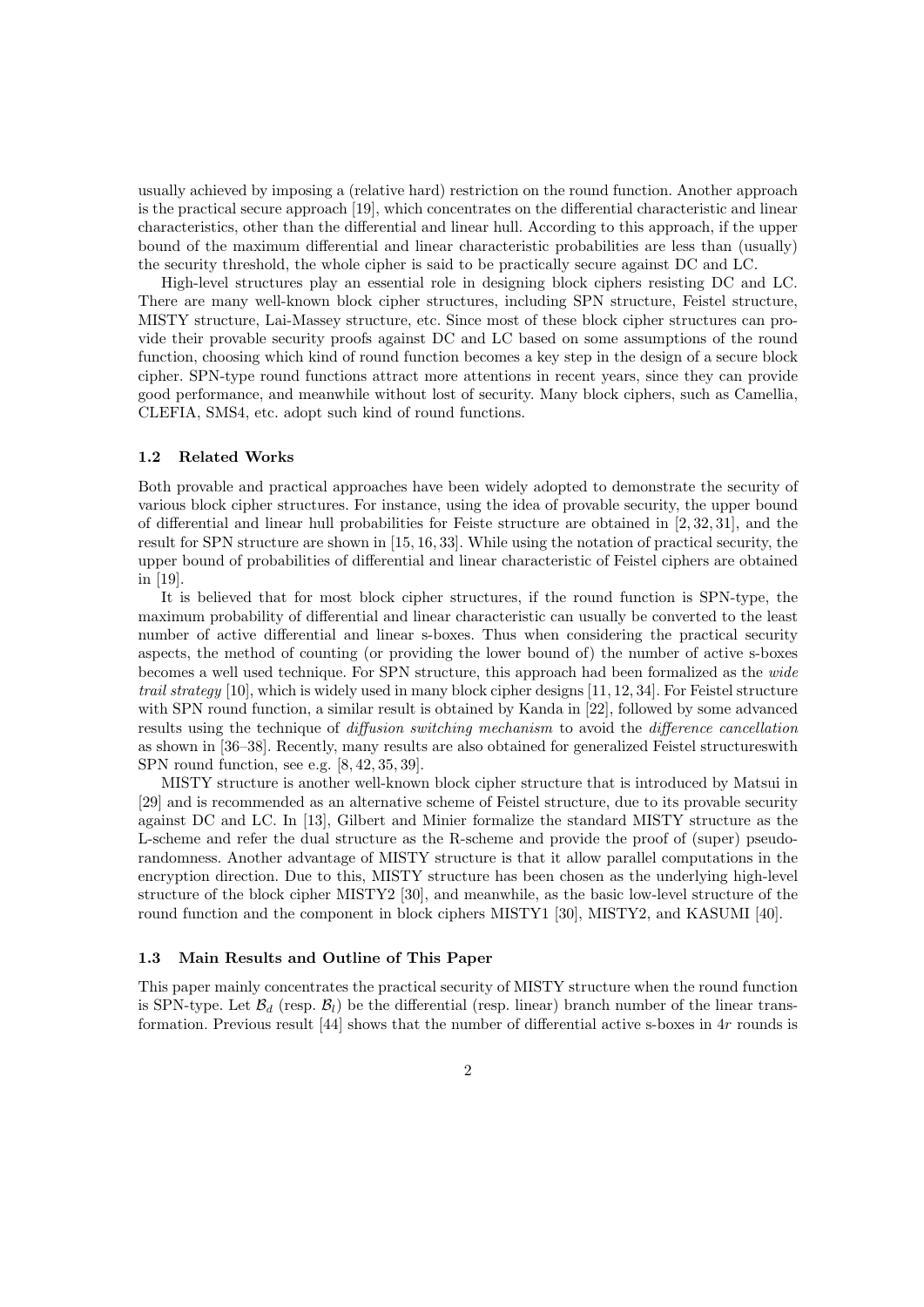usually achieved by imposing a (relative hard) restriction on the round function. Another approach is the practical secure approach [19], which concentrates on the differential characteristic and linear characteristics, other than the differential and linear hull. According to this approach, if the upper bound of the maximum differential and linear characteristic probabilities are less than (usually) the security threshold, the whole cipher is said to be practically secure against DC and LC.

High-level structures play an essential role in designing block ciphers resisting DC and LC. There are many well-known block cipher structures, including SPN structure, Feistel structure, MISTY structure, Lai-Massey structure, etc. Since most of these block cipher structures can provide their provable security proofs against DC and LC based on some assumptions of the round function, choosing which kind of round function becomes a key step in the design of a secure block cipher. SPN-type round functions attract more attentions in recent years, since they can provide good performance, and meanwhile without lost of security. Many block ciphers, such as Camellia, CLEFIA, SMS4, etc. adopt such kind of round functions.

### 1.2 Related Works

Both provable and practical approaches have been widely adopted to demonstrate the security of various block cipher structures. For instance, using the idea of provable security, the upper bound of differential and linear hull probabilities for Feiste structure are obtained in [2, 32, 31], and the result for SPN structure are shown in [15, 16, 33]. While using the notation of practical security, the upper bound of probabilities of differential and linear characteristic of Feistel ciphers are obtained in [19].

It is believed that for most block cipher structures, if the round function is SPN-type, the maximum probability of differential and linear characteristic can usually be converted to the least number of active differential and linear s-boxes. Thus when considering the practical security aspects, the method of counting (or providing the lower bound of) the number of active s-boxes becomes a well used technique. For SPN structure, this approach had been formalized as the *wide trail strategy* [10], which is widely used in many block cipher designs [11, 12, 34]. For Feistel structure with SPN round function, a similar result is obtained by Kanda in [22], followed by some advanced results using the technique of *diffusion switching mechanism* to avoid the *difference cancellation* as shown in [36–38]. Recently, many results are also obtained for generalized Feistel structureswith SPN round function, see e.g. [8, 42, 35, 39].

MISTY structure is another well-known block cipher structure that is introduced by Matsui in [29] and is recommended as an alternative scheme of Feistel structure, due to its provable security against DC and LC. In [13], Gilbert and Minier formalize the standard MISTY structure as the L-scheme and refer the dual structure as the R-scheme and provide the proof of (super) pseudorandomness. Another advantage of MISTY structure is that it allow parallel computations in the encryption direction. Due to this, MISTY structure has been chosen as the underlying high-level structure of the block cipher MISTY2 [30], and meanwhile, as the basic low-level structure of the round function and the component in block ciphers MISTY1 [30], MISTY2, and KASUMI [40].

### 1.3 Main Results and Outline of This Paper

This paper mainly concentrates the practical security of MISTY structure when the round function is SPN-type. Let $\mathcal{B}_d$ (resp. $\mathcal{B}_l$) be the differential (resp. linear) branch number of the linear transformation. Previous result [44] shows that the number of differential active s-boxes in $4r$ rounds is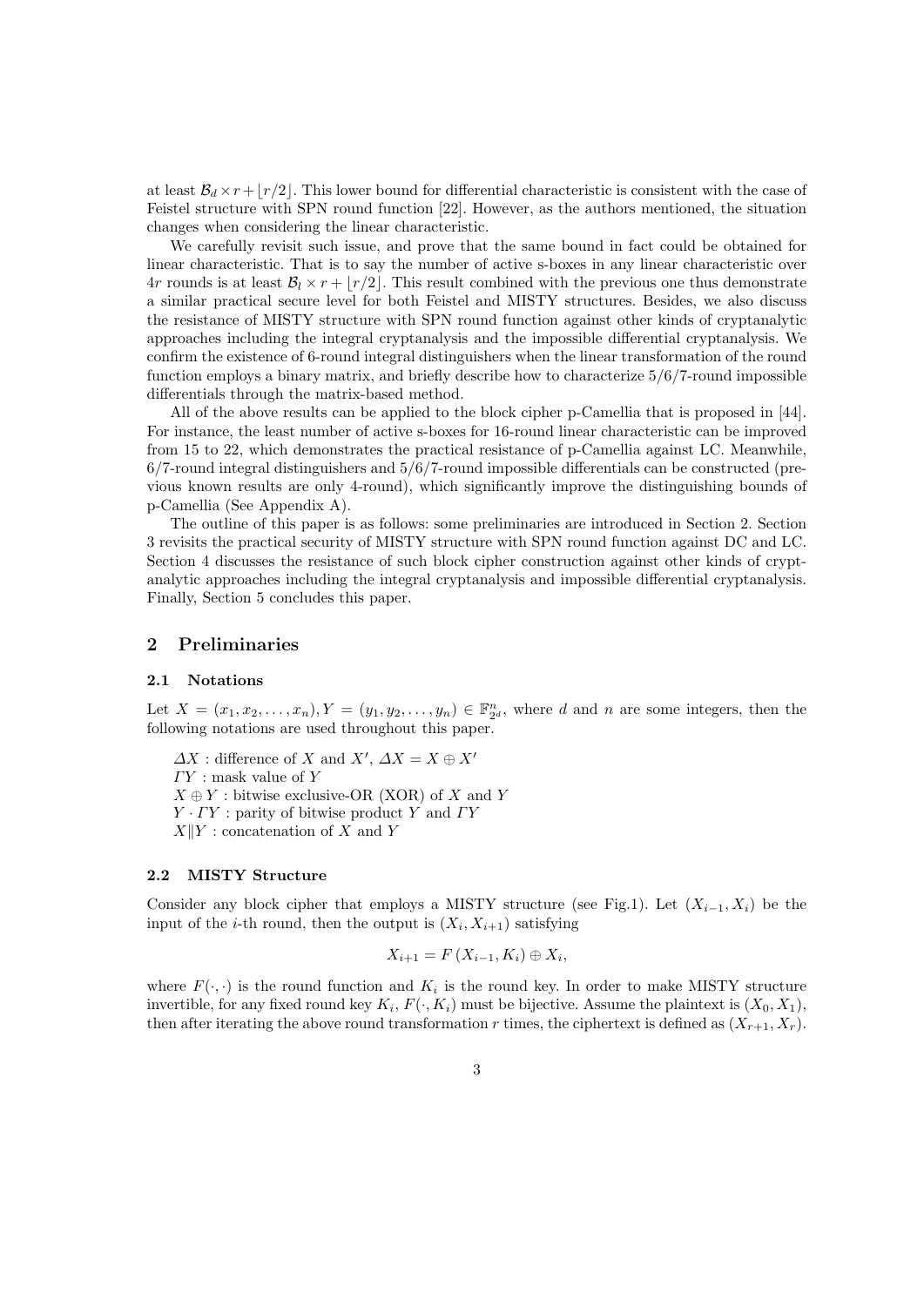at least $\mathcal{B}_d \times r + \lfloor r/2 \rfloor$. This lower bound for differential characteristic is consistent with the case of Feistel structure with SPN round function [22]. However, as the authors mentioned, the situation changes when considering the linear characteristic.

We carefully revisit such issue, and prove that the same bound in fact could be obtained for linear characteristic. That is to say the number of active s-boxes in any linear characteristic over $4r$ rounds is at least $\mathcal{B}_l \times r + \lfloor r/2 \rfloor$. This result combined with the previous one thus demonstrate a similar practical secure level for both Feistel and MISTY structures. Besides, we also discuss the resistance of MISTY structure with SPN round function against other kinds of cryptanalytic approaches including the integral cryptanalysis and the impossible differential cryptanalysis. We confirm the existence of 6-round integral distinguishers when the linear transformation of the round function employs a binary matrix, and briefly describe how to characterize 5/6/7-round impossible differentials through the matrix-based method.

All of the above results can be applied to the block cipher p-Camellia that is proposed in [44]. For instance, the least number of active s-boxes for 16-round linear characteristic can be improved from 15 to 22, which demonstrates the practical resistance of p-Camellia against LC. Meanwhile, 6/7-round integral distinguishers and 5/6/7-round impossible differentials can be constructed (previous known results are only 4-round), which significantly improve the distinguishing bounds of p-Camellia (See Appendix A).

The outline of this paper is as follows: some preliminaries are introduced in Section 2. Section 3 revisits the practical security of MISTY structure with SPN round function against DC and LC. Section 4 discusses the resistance of such block cipher construction against other kinds of cryptanalytic approaches including the integral cryptanalysis and impossible differential cryptanalysis. Finally, Section 5 concludes this paper.

## 2 Preliminaries

### 2.1 Notations

Let $X = (x_1, x_2, \ldots, x_n), Y = (y_1, y_2, \ldots, y_n) \in \mathbb{F}_{2^d}^n$, where $d$ and $n$ are some integers, then the following notations are used throughout this paper.

$\Delta X$ : difference of $X$ and $X'$, $\Delta X = X \oplus X'$
$\Gamma Y$ : mask value of $Y$
$X \oplus Y$ : bitwise exclusive-OR (XOR) of $X$ and $Y$
$Y \cdot \Gamma Y$ : parity of bitwise product $Y$ and $\Gamma Y$
$X \| Y$ : concatenation of $X$ and $Y$

### 2.2 MISTY Structure

Consider any block cipher that employs a MISTY structure (see Fig.1). Let $(X_{i-1}, X_i)$ be the input of the $i$-th round, then the output is $(X_i, X_{i+1})$ satisfying

$$X_{i+1} = F\left(X_{i-1}, K_i\right) \oplus X_i,$$

where $F(\cdot, \cdot)$ is the round function and $K_i$ is the round key. In order to make MISTY structure invertible, for any fixed round key $K_i$, $F(\cdot, K_i)$ must be bijective. Assume the plaintext is $(X_0, X_1)$, then after iterating the above round transformation $r$ times, the ciphertext is defined as $(X_{r+1}, X_r)$.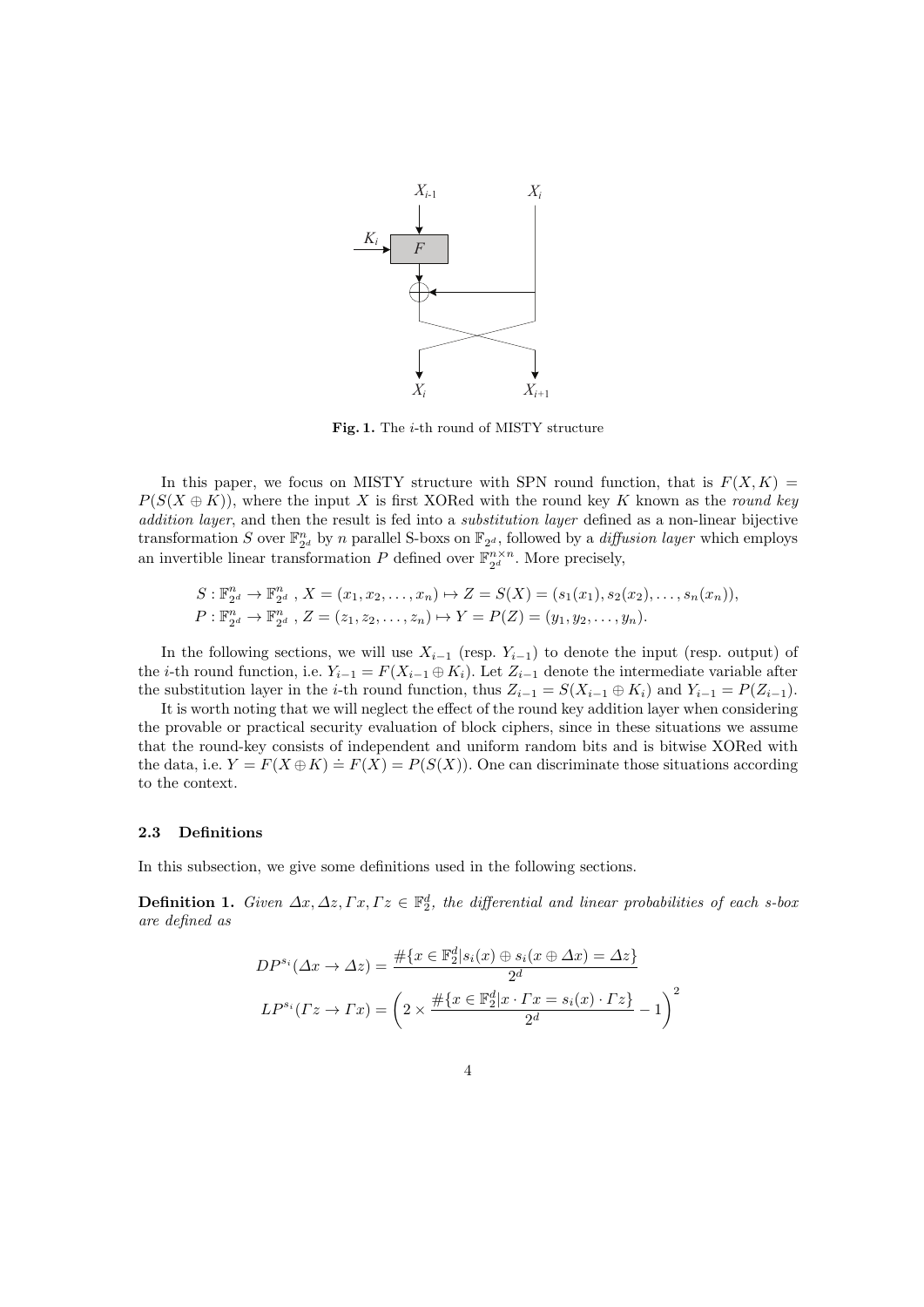**Fig. 1.** The $i$-th round of MISTY structure

In this paper, we focus on MISTY structure with SPN round function, that is $F(X, K) = P(S(X \oplus K))$, where the input $X$ is first XORed with the round key $K$ known as the *round key addition layer*, and then the result is fed into a *substitution layer* defined as a non-linear bijective transformation $S$ over $\mathbb{F}_{2^d}^n$ by $n$ parallel S-boxs on $\mathbb{F}_{2^d}$, followed by a *diffusion layer* which employs an invertible linear transformation $P$ defined over $\mathbb{F}_{2^d}^{n \times n}$. More precisely,

$$S : \mathbb{F}_{2^d}^n \to \mathbb{F}_{2^d}^n \, , \, X = (x_1, x_2, \ldots, x_n) \mapsto Z = S(X) = (s_1(x_1), s_2(x_2), \ldots, s_n(x_n)),$$
$$P : \mathbb{F}_{2^d}^n \to \mathbb{F}_{2^d}^n \, , \, Z = (z_1, z_2, \ldots, z_n) \mapsto Y = P(Z) = (y_1, y_2, \ldots, y_n).$$

In the following sections, we will use $X_{i-1}$ (resp. $Y_{i-1}$) to denote the input (resp. output) of the $i$-th round function, i.e. $Y_{i-1} = F(X_{i-1} \oplus K_i)$. Let $Z_{i-1}$ denote the intermediate variable after the substitution layer in the $i$-th round function, thus $Z_{i-1} = S(X_{i-1} \oplus K_i)$ and $Y_{i-1} = P(Z_{i-1})$.

It is worth noting that we will neglect the effect of the round key addition layer when considering the provable or practical security evaluation of block ciphers, since in these situations we assume that the round-key consists of independent and uniform random bits and is bitwise XORed with the data, i.e. $Y = F(X \oplus K) \doteq F(X) = P(S(X))$. One can discriminate those situations according to the context.

### 2.3 Definitions

In this subsection, we give some definitions used in the following sections.

**Definition 1.** *Given $\Delta x, \Delta z, \Gamma x, \Gamma z \in \mathbb{F}_2^d$, the differential and linear probabilities of each s-box are defined as*

$$DP^{s_i}(\Delta x \to \Delta z) = \frac{\#\{x \in \mathbb{F}_2^d | s_i(x) \oplus s_i(x \oplus \Delta x) = \Delta z\}}{2^d}$$

$$LP^{s_i}(\Gamma z \to \Gamma x) = \left(2 \times \frac{\#\{x \in \mathbb{F}_2^d | x \cdot \Gamma x = s_i(x) \cdot \Gamma z\}}{2^d} - 1\right)^2$$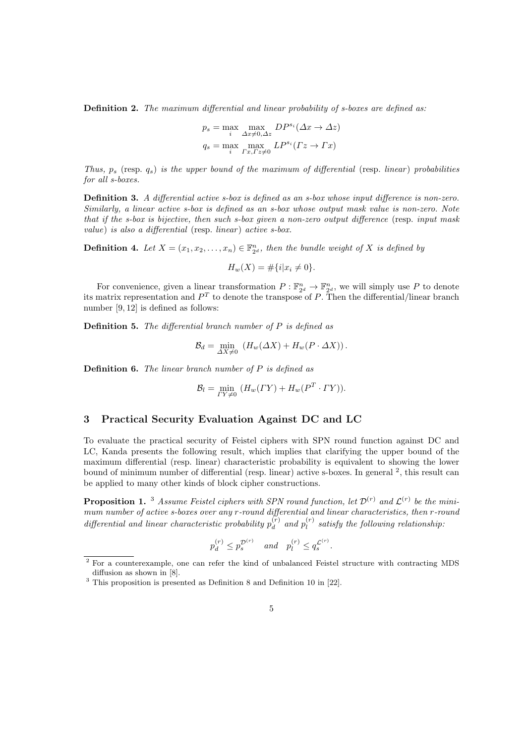**Definition 2.** *The maximum differential and linear probability of s-boxes are defined as:*

$$p_s = \max_i \max_{\Delta x \neq 0, \Delta z} DP^{s_i}(\Delta x \to \Delta z)$$
$$q_s = \max_i \max_{\Gamma x, \Gamma z \neq 0} LP^{s_i}(\Gamma z \to \Gamma x)$$

*Thus, $p_s$ (resp. $q_s$) is the upper bound of the maximum of differential (resp. linear) probabilities for all s-boxes.*

**Definition 3.** *A differential active s-box is defined as an s-box whose input difference is non-zero. Similarly, a linear active s-box is defined as an s-box whose output mask value is non-zero. Note that if the s-box is bijective, then such s-box given a non-zero output difference (resp. input mask value) is also a differential (resp. linear) active s-box.*

**Definition 4.** *Let $X = (x_1, x_2, \ldots, x_n) \in \mathbb{F}_{2^d}^n$, then the bundle weight of $X$ is defined by*

$$H_w(X) = \#\{i | x_i \neq 0\}.$$

For convenience, given a linear transformation $P : \mathbb{F}_{2^d}^n \to \mathbb{F}_{2^d}^n$, we will simply use $P$ to denote its matrix representation and $P^T$ to denote the transpose of $P$. Then the differential/linear branch number [9, 12] is defined as follows:

**Definition 5.** *The differential branch number of $P$ is defined as*

$$\mathcal{B}_d = \min_{\Delta X \neq 0} \left( H_w(\Delta X) + H_w(P \cdot \Delta X) \right).$$

**Definition 6.** *The linear branch number of $P$ is defined as*

$$\mathcal{B}_l = \min_{\Gamma Y \neq 0} \left( H_w(\Gamma Y) + H_w(P^T \cdot \Gamma Y) \right).$$

## 3 Practical Security Evaluation Against DC and LC

To evaluate the practical security of Feistel ciphers with SPN round function against DC and LC, Kanda presents the following result, which implies that clarifying the upper bound of the maximum differential (resp. linear) characteristic probability is equivalent to showing the lower bound of minimum number of differential (resp. linear) active s-boxes. In general [2], this result can be applied to many other kinds of block cipher constructions.

**Proposition 1.** [3] *Assume Feistel ciphers with SPN round function, let $\mathcal{D}^{(r)}$ and $\mathcal{L}^{(r)}$ be the minimum number of active s-boxes over any $r$-round differential and linear characteristics, then $r$-round differential and linear characteristic probability $p_d^{(r)}$ and $p_l^{(r)}$ satisfy the following relationship:*

$$p_d^{(r)} \leq p_s^{\mathcal{D}^{(r)}} \quad \text{and} \quad p_l^{(r)} \leq q_s^{\mathcal{L}^{(r)}}.$$

[2] For a counterexample, one can refer the kind of unbalanced Feistel structure with contracting MDS diffusion as shown in [8].

[3] This proposition is presented as Definition 8 and Definition 10 in [22].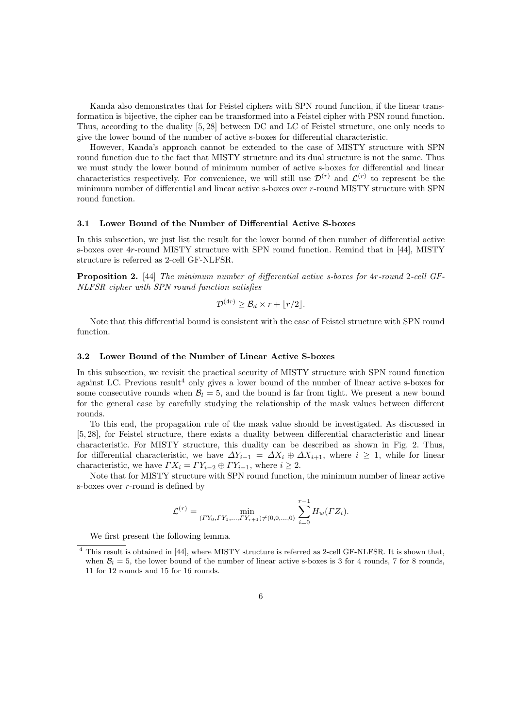Kanda also demonstrates that for Feistel ciphers with SPN round function, if the linear transformation is bijective, the cipher can be transformed into a Feistel cipher with PSN round function. Thus, according to the duality [5, 28] between DC and LC of Feistel structure, one only needs to give the lower bound of the number of active s-boxes for differential characteristic.

However, Kanda's approach cannot be extended to the case of MISTY structure with SPN round function due to the fact that MISTY structure and its dual structure is not the same. Thus we must study the lower bound of minimum number of active s-boxes for differential and linear characteristics respectively. For convenience, we will still use $\mathcal{D}^{(r)}$ and $\mathcal{L}^{(r)}$ to represent be the minimum number of differential and linear active s-boxes over $r$-round MISTY structure with SPN round function.

### 3.1 Lower Bound of the Number of Differential Active S-boxes

In this subsection, we just list the result for the lower bound of then number of differential active s-boxes over $4r$-round MISTY structure with SPN round function. Remind that in [44], MISTY structure is referred as 2-cell GF-NLFSR.

**Proposition 2.** [44] *The minimum number of differential active s-boxes for* $4r$*-round* 2*-cell GF-NLFSR cipher with SPN round function satisfies*

$$\mathcal{D}^{(4r)} \geq \mathcal{B}_d \times r + \lfloor r/2 \rfloor.$$

Note that this differential bound is consistent with the case of Feistel structure with SPN round function.

### 3.2 Lower Bound of the Number of Linear Active S-boxes

In this subsection, we revisit the practical security of MISTY structure with SPN round function against LC. Previous result[4] only gives a lower bound of the number of linear active s-boxes for some consecutive rounds when $\mathcal{B}_l = 5$, and the bound is far from tight. We present a new bound for the general case by carefully studying the relationship of the mask values between different rounds.

To this end, the propagation rule of the mask value should be investigated. As discussed in [5, 28], for Feistel structure, there exists a duality between differential characteristic and linear characteristic. For MISTY structure, this duality can be described as shown in Fig. 2. Thus, for differential characteristic, we have $\Delta Y_{i-1} = \Delta X_i \oplus \Delta X_{i+1}$, where $i \geq 1$, while for linear characteristic, we have $\Gamma X_i = \Gamma Y_{i-2} \oplus \Gamma Y_{i-1}$, where $i \geq 2$.

Note that for MISTY structure with SPN round function, the minimum number of linear active s-boxes over $r$-round is defined by

$$\mathcal{L}^{(r)} = \min_{(\Gamma Y_0, \Gamma Y_1, \ldots, \Gamma Y_{r+1}) \neq (0,0,\ldots,0)} \sum_{i=0}^{r-1} H_w(\Gamma Z_i).$$

We first present the following lemma.

[4] This result is obtained in [44], where MISTY structure is referred as 2-cell GF-NLFSR. It is shown that, when $\mathcal{B}_l = 5$, the lower bound of the number of linear active s-boxes is 3 for 4 rounds, 7 for 8 rounds, 11 for 12 rounds and 15 for 16 rounds.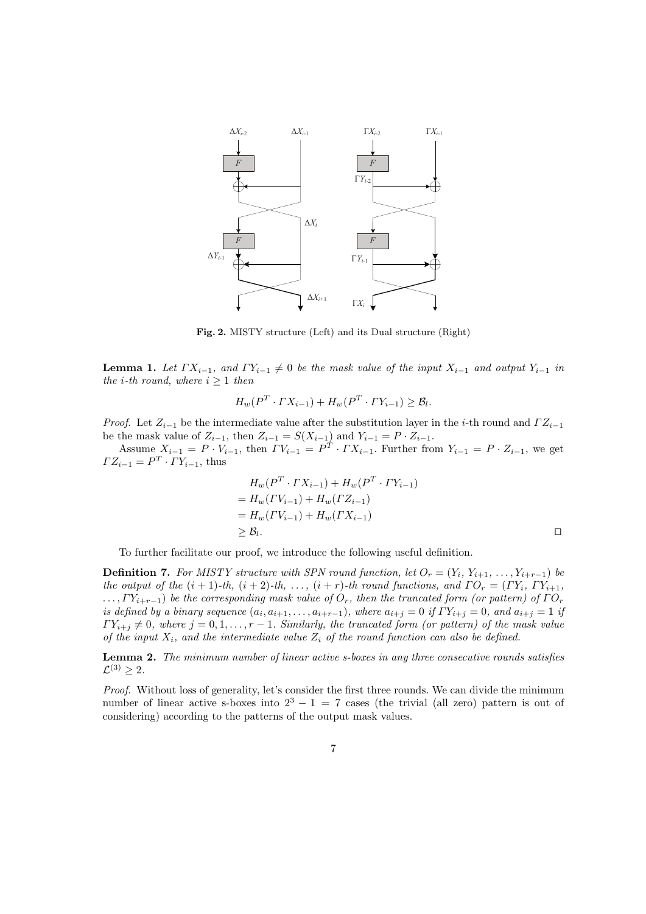**Fig. 2.** MISTY structure (Left) and its Dual structure (Right)

**Lemma 1.** *Let $\Gamma X_{i-1}$, and $\Gamma Y_{i-1} \neq 0$ be the mask value of the input $X_{i-1}$ and output $Y_{i-1}$ in the $i$-th round, where $i \geq 1$ then*

$$H_w(P^T \cdot \Gamma X_{i-1}) + H_w(P^T \cdot \Gamma Y_{i-1}) \geq \mathcal{B}_l.$$

*Proof.* Let $Z_{i-1}$ be the intermediate value after the substitution layer in the $i$-th round and $\Gamma Z_{i-1}$ be the mask value of $Z_{i-1}$, then $Z_{i-1} = S(X_{i-1})$ and $Y_{i-1} = P \cdot Z_{i-1}$.

Assume $X_{i-1} = P \cdot V_{i-1}$, then $\Gamma V_{i-1} = P^T \cdot \Gamma X_{i-1}$. Further from $Y_{i-1} = P \cdot Z_{i-1}$, we get $\Gamma Z_{i-1} = P^T \cdot \Gamma Y_{i-1}$, thus

$$\begin{aligned}
&H_w(P^T \cdot \Gamma X_{i-1}) + H_w(P^T \cdot \Gamma Y_{i-1}) \\
&= H_w(\Gamma V_{i-1}) + H_w(\Gamma Z_{i-1}) \\
&= H_w(\Gamma V_{i-1}) + H_w(\Gamma X_{i-1}) \\
&\geq \mathcal{B}_l.
\end{aligned}$$

□

To further facilitate our proof, we introduce the following useful definition.

**Definition 7.** *For MISTY structure with SPN round function, let $O_r = (Y_i, Y_{i+1}, \ldots, Y_{i+r-1})$ be the output of the $(i+1)$-th, $(i+2)$-th, $\ldots$, $(i+r)$-th round functions, and $\Gamma O_r = (\Gamma Y_i, \Gamma Y_{i+1}, \ldots, \Gamma Y_{i+r-1})$ be the corresponding mask value of $O_r$, then the truncated form (or pattern) of $\Gamma O_r$ is defined by a binary sequence $(a_i, a_{i+1}, \ldots, a_{i+r-1})$, where $a_{i+j} = 0$ if $\Gamma Y_{i+j} = 0$, and $a_{i+j} = 1$ if $\Gamma Y_{i+j} \neq 0$, where $j = 0, 1, \ldots, r-1$. Similarly, the truncated form (or pattern) of the mask value of the input $X_i$, and the intermediate value $Z_i$ of the round function can also be defined.*

**Lemma 2.** *The minimum number of linear active s-boxes in any three consecutive rounds satisfies $\mathcal{L}^{(3)} \geq 2$.*

*Proof.* Without loss of generality, let's consider the first three rounds. We can divide the minimum number of linear active s-boxes into $2^3 - 1 = 7$ cases (the trivial (all zero) pattern is out of considering) according to the patterns of the output mask values.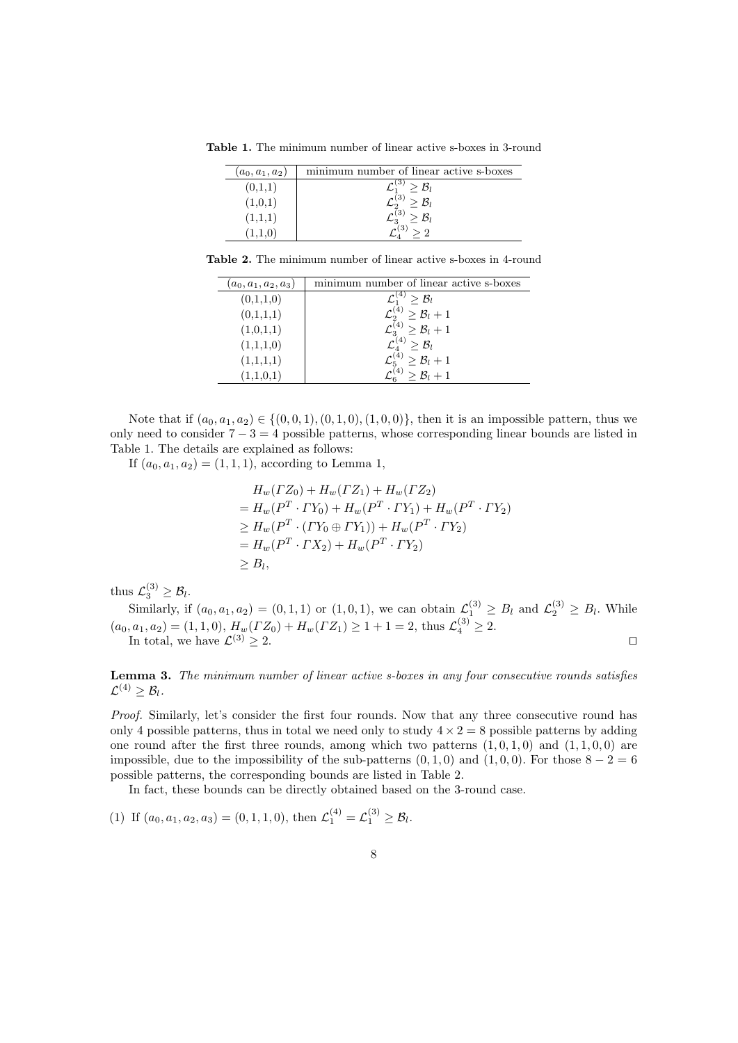**Table 1.** The minimum number of linear active s-boxes in 3-round

| $(a_0, a_1, a_2)$ | minimum number of linear active s-boxes |
|---|---|
| (0,1,1) | $\mathcal{L}_1^{(3)} \geq \mathcal{B}_l$ |
| (1,0,1) | $\mathcal{L}_2^{(3)} \geq \mathcal{B}_l$ |
| (1,1,1) | $\mathcal{L}_3^{(3)} \geq \mathcal{B}_l$ |
| (1,1,0) | $\mathcal{L}_4^{(3)} \geq 2$ |

**Table 2.** The minimum number of linear active s-boxes in 4-round

| $(a_0, a_1, a_2, a_3)$ | minimum number of linear active s-boxes |
|---|---|
| (0,1,1,0) | $\mathcal{L}_1^{(4)} \geq \mathcal{B}_l$ |
| (0,1,1,1) | $\mathcal{L}_2^{(4)} \geq \mathcal{B}_l + 1$ |
| (1,0,1,1) | $\mathcal{L}_3^{(4)} \geq \mathcal{B}_l + 1$ |
| (1,1,1,0) | $\mathcal{L}_4^{(4)} \geq \mathcal{B}_l$ |
| (1,1,1,1) | $\mathcal{L}_5^{(4)} \geq \mathcal{B}_l + 1$ |
| (1,1,0,1) | $\mathcal{L}_6^{(4)} \geq \mathcal{B}_l + 1$ |

Note that if $(a_0, a_1, a_2) \in \{(0,0,1), (0,1,0), (1,0,0)\}$, then it is an impossible pattern, thus we only need to consider $7 - 3 = 4$ possible patterns, whose corresponding linear bounds are listed in Table 1. The details are explained as follows:

If $(a_0, a_1, a_2) = (1,1,1)$, according to Lemma 1,

$$
\begin{aligned}
& H_w(\Gamma Z_0) + H_w(\Gamma Z_1) + H_w(\Gamma Z_2) \\
&= H_w(P^T \cdot \Gamma Y_0) + H_w(P^T \cdot \Gamma Y_1) + H_w(P^T \cdot \Gamma Y_2) \\
&\geq H_w(P^T \cdot (\Gamma Y_0 \oplus \Gamma Y_1)) + H_w(P^T \cdot \Gamma Y_2) \\
&= H_w(P^T \cdot \Gamma X_2) + H_w(P^T \cdot \Gamma Y_2) \\
&\geq B_l,
\end{aligned}
$$

thus $\mathcal{L}_3^{(3)} \geq \mathcal{B}_l$.

Similarly, if $(a_0, a_1, a_2) = (0,1,1)$ or $(1,0,1)$, we can obtain $\mathcal{L}_1^{(3)} \geq B_l$ and $\mathcal{L}_2^{(3)} \geq B_l$. While $(a_0, a_1, a_2) = (1,1,0)$, $H_w(\Gamma Z_0) + H_w(\Gamma Z_1) \geq 1 + 1 = 2$, thus $\mathcal{L}_4^{(3)} \geq 2$.

In total, we have $\mathcal{L}^{(3)} \geq 2$. □

**Lemma 3.** *The minimum number of linear active s-boxes in any four consecutive rounds satisfies* $\mathcal{L}^{(4)} \geq \mathcal{B}_l$.

*Proof.* Similarly, let's consider the first four rounds. Now that any three consecutive round has only 4 possible patterns, thus in total we need only to study $4 \times 2 = 8$ possible patterns by adding one round after the first three rounds, among which two patterns $(1,0,1,0)$ and $(1,1,0,0)$ are impossible, due to the impossibility of the sub-patterns $(0,1,0)$ and $(1,0,0)$. For those $8 - 2 = 6$ possible patterns, the corresponding bounds are listed in Table 2.

In fact, these bounds can be directly obtained based on the 3-round case.

(1) If $(a_0, a_1, a_2, a_3) = (0,1,1,0)$, then $\mathcal{L}_1^{(4)} = \mathcal{L}_1^{(3)} \geq \mathcal{B}_l$.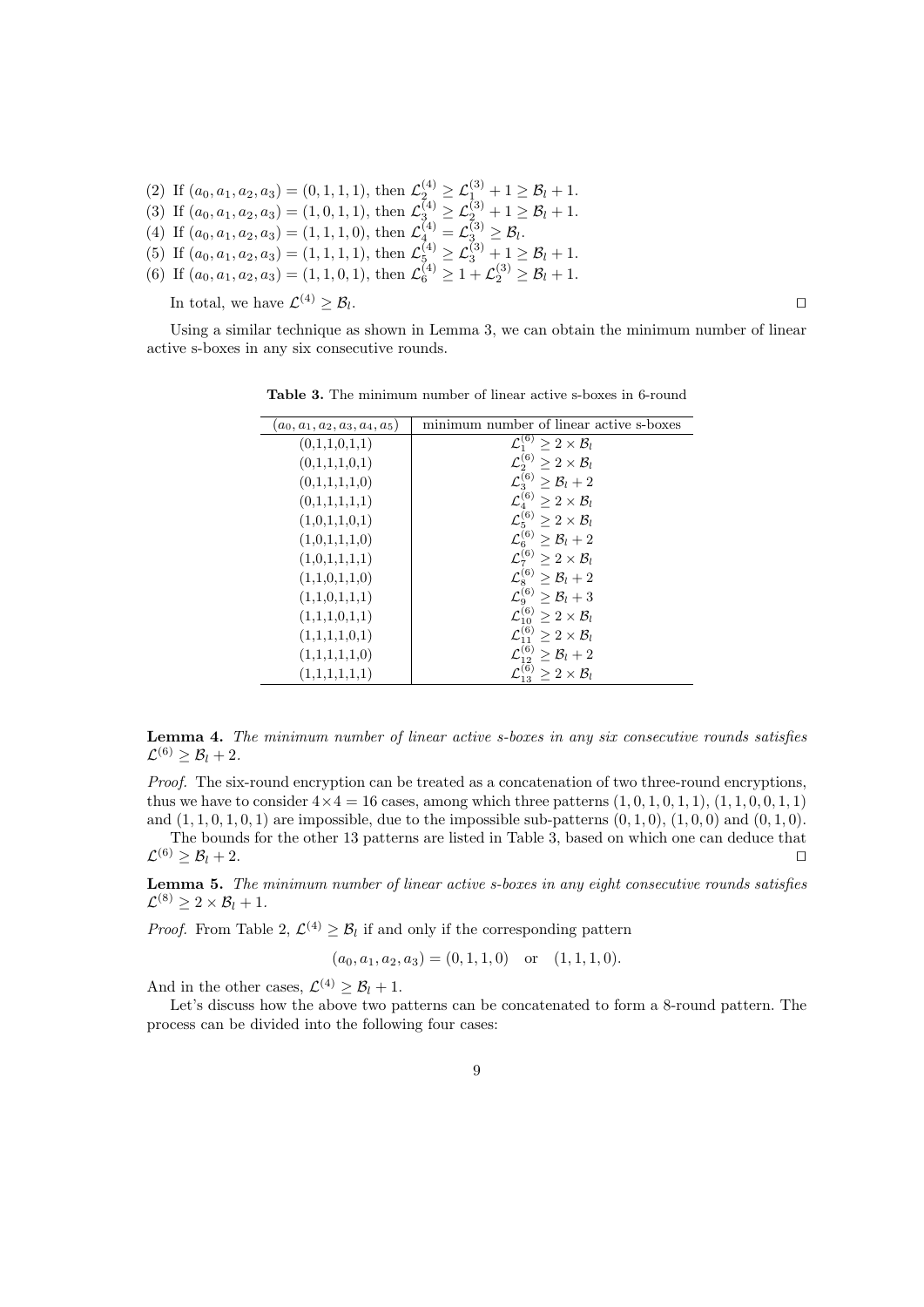(2) If $(a_0, a_1, a_2, a_3) = (0, 1, 1, 1)$, then $\mathcal{L}_2^{(4)} \geq \mathcal{L}_1^{(3)} + 1 \geq \mathcal{B}_l + 1$.
(3) If $(a_0, a_1, a_2, a_3) = (1, 0, 1, 1)$, then $\mathcal{L}_3^{(4)} \geq \mathcal{L}_2^{(3)} + 1 \geq \mathcal{B}_l + 1$.
(4) If $(a_0, a_1, a_2, a_3) = (1, 1, 1, 0)$, then $\mathcal{L}_4^{(4)} = \mathcal{L}_3^{(3)} \geq \mathcal{B}_l$.
(5) If $(a_0, a_1, a_2, a_3) = (1, 1, 1, 1)$, then $\mathcal{L}_5^{(4)} \geq \mathcal{L}_3^{(3)} + 1 \geq \mathcal{B}_l + 1$.
(6) If $(a_0, a_1, a_2, a_3) = (1, 1, 0, 1)$, then $\mathcal{L}_6^{(4)} \geq 1 + \mathcal{L}_2^{(3)} \geq \mathcal{B}_l + 1$.

In total, we have $\mathcal{L}^{(4)} \geq \mathcal{B}_l$. □

Using a similar technique as shown in Lemma 3, we can obtain the minimum number of linear active s-boxes in any six consecutive rounds.

**Table 3.** The minimum number of linear active s-boxes in 6-round

| $(a_0, a_1, a_2, a_3, a_4, a_5)$ | minimum number of linear active s-boxes |
|---|---|
| (0,1,1,0,1,1) | $\mathcal{L}_1^{(6)} \geq 2 \times \mathcal{B}_l$ |
| (0,1,1,1,0,1) | $\mathcal{L}_2^{(6)} \geq 2 \times \mathcal{B}_l$ |
| (0,1,1,1,1,0) | $\mathcal{L}_3^{(6)} \geq \mathcal{B}_l + 2$ |
| (0,1,1,1,1,1) | $\mathcal{L}_4^{(6)} \geq 2 \times \mathcal{B}_l$ |
| (1,0,1,1,0,1) | $\mathcal{L}_5^{(6)} \geq 2 \times \mathcal{B}_l$ |
| (1,0,1,1,1,0) | $\mathcal{L}_6^{(6)} \geq \mathcal{B}_l + 2$ |
| (1,0,1,1,1,1) | $\mathcal{L}_7^{(6)} \geq 2 \times \mathcal{B}_l$ |
| (1,1,0,1,1,0) | $\mathcal{L}_8^{(6)} \geq \mathcal{B}_l + 2$ |
| (1,1,0,1,1,1) | $\mathcal{L}_9^{(6)} \geq \mathcal{B}_l + 3$ |
| (1,1,1,0,1,1) | $\mathcal{L}_{10}^{(6)} \geq 2 \times \mathcal{B}_l$ |
| (1,1,1,1,0,1) | $\mathcal{L}_{11}^{(6)} \geq 2 \times \mathcal{B}_l$ |
| (1,1,1,1,1,0) | $\mathcal{L}_{12}^{(6)} \geq \mathcal{B}_l + 2$ |
| (1,1,1,1,1,1) | $\mathcal{L}_{13}^{(6)} \geq 2 \times \mathcal{B}_l$ |

**Lemma 4.** *The minimum number of linear active s-boxes in any six consecutive rounds satisfies* $\mathcal{L}^{(6)} \geq \mathcal{B}_l + 2$.

*Proof.* The six-round encryption can be treated as a concatenation of two three-round encryptions, thus we have to consider $4 \times 4 = 16$ cases, among which three patterns $(1, 0, 1, 0, 1, 1)$, $(1, 1, 0, 0, 1, 1)$ and $(1, 1, 0, 1, 0, 1)$ are impossible, due to the impossible sub-patterns $(0, 1, 0)$, $(1, 0, 0)$ and $(0, 1, 0)$.

The bounds for the other 13 patterns are listed in Table 3, based on which one can deduce that $\mathcal{L}^{(6)} \geq \mathcal{B}_l + 2$. □

**Lemma 5.** *The minimum number of linear active s-boxes in any eight consecutive rounds satisfies* $\mathcal{L}^{(8)} \geq 2 \times \mathcal{B}_l + 1$.

*Proof.* From Table 2, $\mathcal{L}^{(4)} \geq \mathcal{B}_l$ if and only if the corresponding pattern

$$(a_0, a_1, a_2, a_3) = (0, 1, 1, 0) \quad \text{or} \quad (1, 1, 1, 0).$$

And in the other cases, $\mathcal{L}^{(4)} \geq \mathcal{B}_l + 1$.

Let's discuss how the above two patterns can be concatenated to form a 8-round pattern. The process can be divided into the following four cases: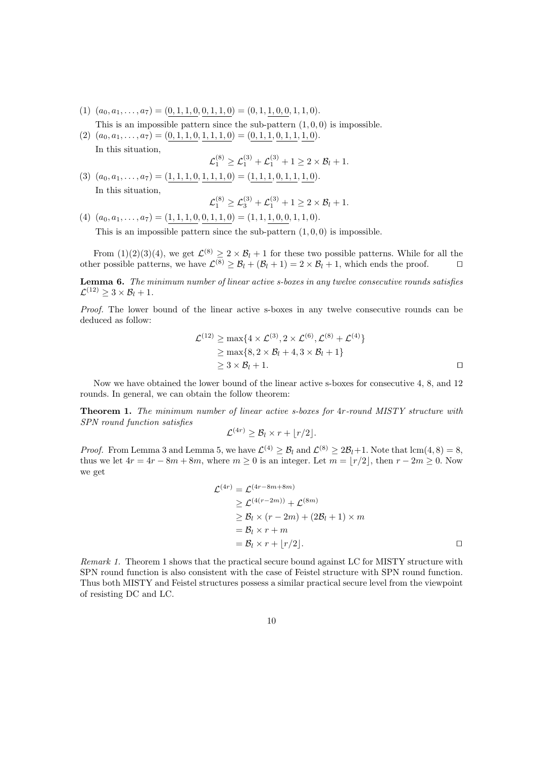(1) $(a_0, a_1, \ldots, a_7) = (\underline{0,1,1,0}, \underline{0,1,1,0}) = (0, 1, \underline{1,0,0}, 1, 1, 0)$.

This is an impossible pattern since the sub-pattern $(1, 0, 0)$ is impossible.

(2) $(a_0, a_1, \ldots, a_7) = (\underline{0,1,1,0}, \underline{1,1,1,0}) = (\underline{0,1,1}, \underline{0,1,1}, \underline{1,0})$.

In this situation,

$$\mathcal{L}_1^{(8)} \geq \mathcal{L}_1^{(3)} + \mathcal{L}_1^{(3)} + 1 \geq 2 \times \mathcal{B}_l + 1.$$

(3) $(a_0, a_1, \ldots, a_7) = (\underline{1,1,1,0}, \underline{1,1,1,0}) = (\underline{1,1,1}, \underline{0,1,1}, \underline{1,0})$.

In this situation,

$$\mathcal{L}_1^{(8)} \geq \mathcal{L}_3^{(3)} + \mathcal{L}_1^{(3)} + 1 \geq 2 \times \mathcal{B}_l + 1.$$

(4) $(a_0, a_1, \ldots, a_7) = (\underline{1,1,1,0}, \underline{0,1,1,0}) = (1, 1, \underline{1,0,0}, 1, 1, 0)$.

This is an impossible pattern since the sub-pattern $(1, 0, 0)$ is impossible.

From (1)(2)(3)(4), we get $\mathcal{L}^{(8)} \geq 2 \times \mathcal{B}_l + 1$ for these two possible patterns. While for all the other possible patterns, we have $\mathcal{L}^{(8)} \geq \mathcal{B}_l + (\mathcal{B}_l + 1) = 2 \times \mathcal{B}_l + 1$, which ends the proof. □

**Lemma 6.** *The minimum number of linear active s-boxes in any twelve consecutive rounds satisfies* $\mathcal{L}^{(12)} \geq 3 \times \mathcal{B}_l + 1$.

*Proof.* The lower bound of the linear active s-boxes in any twelve consecutive rounds can be deduced as follow:

$$\begin{aligned}
\mathcal{L}^{(12)} &\geq \max\{4 \times \mathcal{L}^{(3)}, 2 \times \mathcal{L}^{(6)}, \mathcal{L}^{(8)} + \mathcal{L}^{(4)}\} \\
&\geq \max\{8, 2 \times \mathcal{B}_l + 4, 3 \times \mathcal{B}_l + 1\} \\
&\geq 3 \times \mathcal{B}_l + 1.
\end{aligned}$$

□

Now we have obtained the lower bound of the linear active s-boxes for consecutive 4, 8, and 12 rounds. In general, we can obtain the follow theorem:

**Theorem 1.** *The minimum number of linear active s-boxes for* $4r$*-round MISTY structure with SPN round function satisfies*

$$\mathcal{L}^{(4r)} \geq \mathcal{B}_l \times r + \lfloor r/2 \rfloor.$$

*Proof.* From Lemma 3 and Lemma 5, we have $\mathcal{L}^{(4)} \geq \mathcal{B}_l$ and $\mathcal{L}^{(8)} \geq 2\mathcal{B}_l + 1$. Note that $\text{lcm}(4, 8) = 8$, thus we let $4r = 4r - 8m + 8m$, where $m \geq 0$ is an integer. Let $m = \lfloor r/2 \rfloor$, then $r - 2m \geq 0$. Now we get

$$\begin{aligned}
\mathcal{L}^{(4r)} &= \mathcal{L}^{(4r-8m+8m)} \\
&\geq \mathcal{L}^{(4(r-2m))} + \mathcal{L}^{(8m)} \\
&\geq \mathcal{B}_l \times (r - 2m) + (2\mathcal{B}_l + 1) \times m \\
&= \mathcal{B}_l \times r + m \\
&= \mathcal{B}_l \times r + \lfloor r/2 \rfloor.
\end{aligned}$$

□

*Remark 1.* Theorem 1 shows that the practical secure bound against LC for MISTY structure with SPN round function is also consistent with the case of Feistel structure with SPN round function. Thus both MISTY and Feistel structures possess a similar practical secure level from the viewpoint of resisting DC and LC.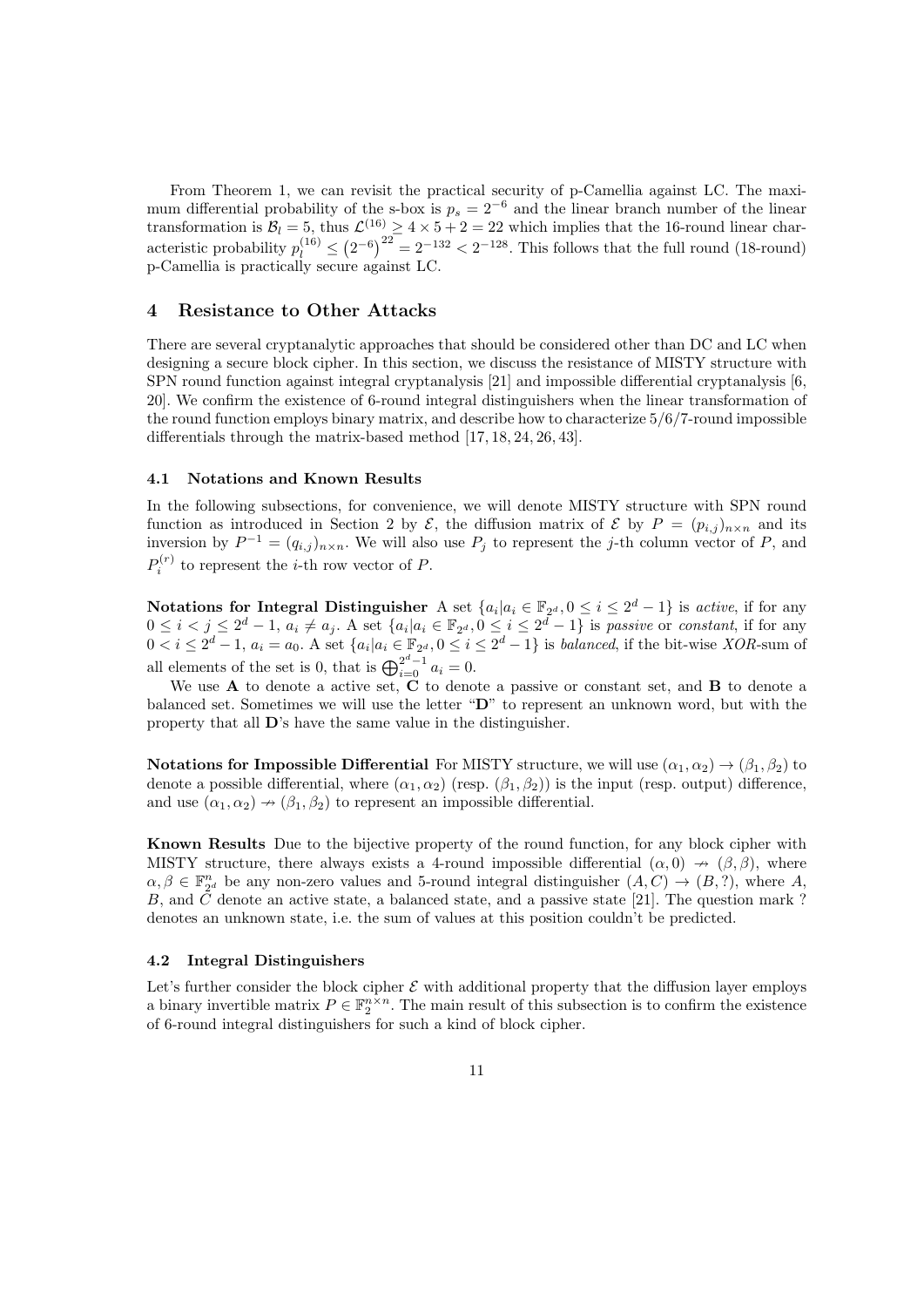From Theorem 1, we can revisit the practical security of p-Camellia against LC. The maximum differential probability of the s-box is $p_s = 2^{-6}$ and the linear branch number of the linear transformation is $\mathcal{B}_l = 5$, thus $\mathcal{L}^{(16)} \geq 4 \times 5 + 2 = 22$ which implies that the 16-round linear characteristic probability $p_l^{(16)} \leq \left(2^{-6}\right)^{22} = 2^{-132} < 2^{-128}$. This follows that the full round (18-round) p-Camellia is practically secure against LC.

## 4 Resistance to Other Attacks

There are several cryptanalytic approaches that should be considered other than DC and LC when designing a secure block cipher. In this section, we discuss the resistance of MISTY structure with SPN round function against integral cryptanalysis [21] and impossible differential cryptanalysis [6, 20]. We confirm the existence of 6-round integral distinguishers when the linear transformation of the round function employs binary matrix, and describe how to characterize 5/6/7-round impossible differentials through the matrix-based method [17, 18, 24, 26, 43].

### 4.1 Notations and Known Results

In the following subsections, for convenience, we will denote MISTY structure with SPN round function as introduced in Section 2 by $\mathcal{E}$, the diffusion matrix of $\mathcal{E}$ by $P = (p_{i,j})_{n\times n}$ and its inversion by $P^{-1} = (q_{i,j})_{n\times n}$. We will also use $P_j$ to represent the $j$-th column vector of $P$, and $P_i^{(r)}$ to represent the $i$-th row vector of $P$.

**Notations for Integral Distinguisher** A set $\{a_i | a_i \in \mathbb{F}_{2^d}, 0 \leq i \leq 2^d - 1\}$ is *active*, if for any $0 \leq i < j \leq 2^d - 1$, $a_i \neq a_j$. A set $\{a_i | a_i \in \mathbb{F}_{2^d}, 0 \leq i \leq 2^d - 1\}$ is *passive* or *constant*, if for any $0 < i \leq 2^d - 1$, $a_i = a_0$. A set $\{a_i | a_i \in \mathbb{F}_{2^d}, 0 \leq i \leq 2^d - 1\}$ is *balanced*, if the bit-wise *XOR*-sum of all elements of the set is 0, that is $\bigoplus_{i=0}^{2^d-1} a_i = 0$.

We use **A** to denote a active set, **C** to denote a passive or constant set, and **B** to denote a balanced set. Sometimes we will use the letter "**D**" to represent an unknown word, but with the property that all **D**'s have the same value in the distinguisher.

**Notations for Impossible Differential** For MISTY structure, we will use $(\alpha_1, \alpha_2) \to (\beta_1, \beta_2)$ to denote a possible differential, where $(\alpha_1, \alpha_2)$ (resp. $(\beta_1, \beta_2)$) is the input (resp. output) difference, and use $(\alpha_1, \alpha_2) \nrightarrow (\beta_1, \beta_2)$ to represent an impossible differential.

**Known Results** Due to the bijective property of the round function, for any block cipher with MISTY structure, there always exists a 4-round impossible differential $(\alpha, 0) \nrightarrow (\beta, \beta)$, where $\alpha, \beta \in \mathbb{F}_{2^d}^n$ be any non-zero values and 5-round integral distinguisher $(A, C) \to (B, ?)$, where $A$, $B$, and $C$ denote an active state, a balanced state, and a passive state [21]. The question mark ? denotes an unknown state, i.e. the sum of values at this position couldn't be predicted.

### 4.2 Integral Distinguishers

Let's further consider the block cipher $\mathcal{E}$ with additional property that the diffusion layer employs a binary invertible matrix $P \in \mathbb{F}_2^{n\times n}$. The main result of this subsection is to confirm the existence of 6-round integral distinguishers for such a kind of block cipher.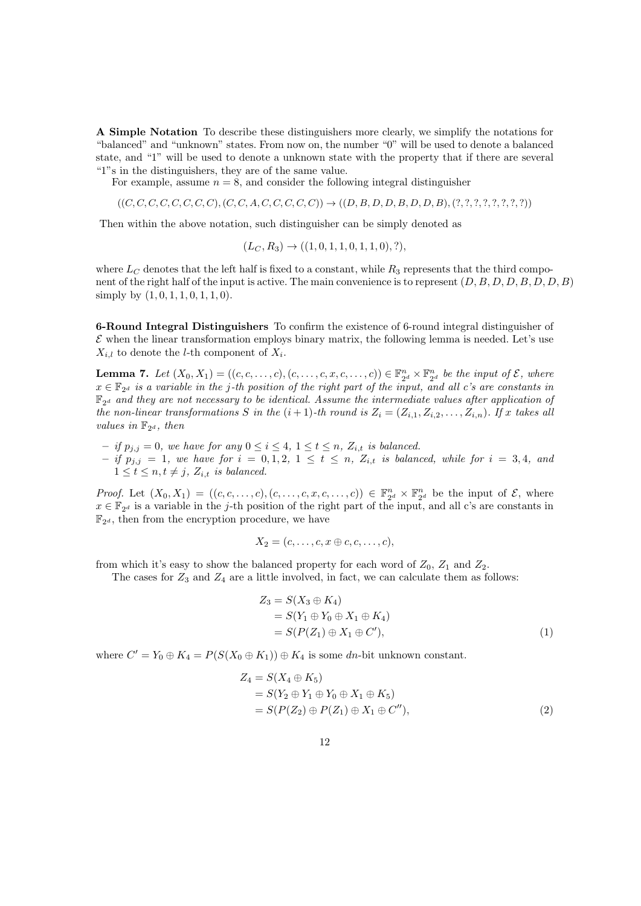**A Simple Notation** To describe these distinguishers more clearly, we simplify the notations for "balanced" and "unknown" states. From now on, the number "0" will be used to denote a balanced state, and "1" will be used to denote a unknown state with the property that if there are several "1"s in the distinguishers, they are of the same value.

For example, assume $n = 8$, and consider the following integral distinguisher

$$((C, C, C, C, C, C, C, C), (C, C, A, C, C, C, C, C)) \to ((D, B, D, D, B, D, D, B), (?, ?, ?, ?, ?, ?, ?, ?))$$

Then within the above notation, such distinguisher can be simply denoted as

$$(L_C, R_3) \to ((1, 0, 1, 1, 0, 1, 1, 0), ?),$$

where $L_C$ denotes that the left half is fixed to a constant, while $R_3$ represents that the third component of the right half of the input is active. The main convenience is to represent $(D, B, D, D, B, D, D, B)$ simply by $(1, 0, 1, 1, 0, 1, 1, 0)$.

**6-Round Integral Distinguishers** To confirm the existence of 6-round integral distinguisher of $\mathcal{E}$ when the linear transformation employs binary matrix, the following lemma is needed. Let's use $X_{i,l}$ to denote the $l$-th component of $X_i$.

**Lemma 7.** *Let $(X_0, X_1) = ((c, c, \ldots, c), (c, \ldots, c, x, c, \ldots, c)) \in \mathbb{F}_{2^d}^n \times \mathbb{F}_{2^d}^n$ be the input of $\mathcal{E}$, where $x \in \mathbb{F}_{2^d}$ is a variable in the $j$-th position of the right part of the input, and all c's are constants in $\mathbb{F}_{2^d}$ and they are not necessary to be identical. Assume the intermediate values after application of the non-linear transformations S in the $(i+1)$-th round is $Z_i = (Z_{i,1}, Z_{i,2}, \ldots, Z_{i,n})$. If $x$ takes all values in $\mathbb{F}_{2^d}$, then*

- *if $p_{j,j} = 0$, we have for any $0 \le i \le 4$, $1 \le t \le n$, $Z_{i,t}$ is balanced.*
- *if $p_{j,j} = 1$, we have for $i = 0, 1, 2$, $1 \le t \le n$, $Z_{i,t}$ is balanced, while for $i = 3, 4$, and $1 \le t \le n, t \ne j$, $Z_{i,t}$ is balanced.*

*Proof.* Let $(X_0, X_1) = ((c, c, \ldots, c), (c, \ldots, c, x, c, \ldots, c)) \in \mathbb{F}_{2^d}^n \times \mathbb{F}_{2^d}^n$ be the input of $\mathcal{E}$, where $x \in \mathbb{F}_{2^d}$ is a variable in the $j$-th position of the right part of the input, and all c's are constants in $\mathbb{F}_{2^d}$, then from the encryption procedure, we have

$$X_2 = (c, \ldots, c, x \oplus c, c, \ldots, c),$$

from which it's easy to show the balanced property for each word of $Z_0$, $Z_1$ and $Z_2$.

The cases for $Z_3$ and $Z_4$ are a little involved, in fact, we can calculate them as follows:

$$\begin{aligned} Z_3 &= S(X_3 \oplus K_4) \\ &= S(Y_1 \oplus Y_0 \oplus X_1 \oplus K_4) \\ &= S(P(Z_1) \oplus X_1 \oplus C'), \end{aligned} \tag{1}$$

where $C' = Y_0 \oplus K_4 = P(S(X_0 \oplus K_1)) \oplus K_4$ is some $dn$-bit unknown constant.

$$\begin{aligned} Z_4 &= S(X_4 \oplus K_5) \\ &= S(Y_2 \oplus Y_1 \oplus Y_0 \oplus X_1 \oplus K_5) \\ &= S(P(Z_2) \oplus P(Z_1) \oplus X_1 \oplus C''), \end{aligned} \tag{2}$$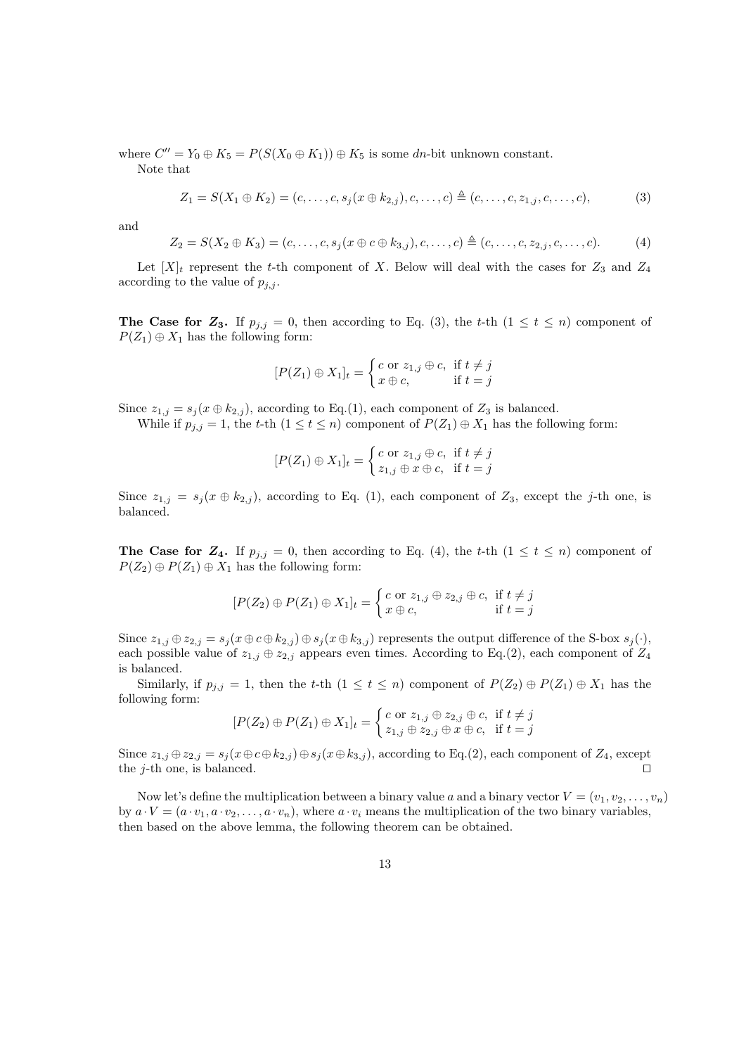where $C'' = Y_0 \oplus K_5 = P(S(X_0 \oplus K_1)) \oplus K_5$ is some $dn$-bit unknown constant.

Note that

$$Z_1 = S(X_1 \oplus K_2) = (c, \ldots, c, s_j(x \oplus k_{2,j}), c, \ldots, c) \triangleq (c, \ldots, c, z_{1,j}, c, \ldots, c), \tag{3}$$

and

$$Z_2 = S(X_2 \oplus K_3) = (c, \ldots, c, s_j(x \oplus c \oplus k_{3,j}), c, \ldots, c) \triangleq (c, \ldots, c, z_{2,j}, c, \ldots, c). \tag{4}$$

Let $[X]_t$ represent the $t$-th component of $X$. Below will deal with the cases for $Z_3$ and $Z_4$ according to the value of $p_{j,j}$.

**The Case for $Z_3$.** If $p_{j,j} = 0$, then according to Eq. (3), the $t$-th $(1 \leq t \leq n)$ component of $P(Z_1) \oplus X_1$ has the following form:

$$[P(Z_1) \oplus X_1]_t = \begin{cases} c \text{ or } z_{1,j} \oplus c, & \text{if } t \neq j \\ x \oplus c, & \text{if } t = j \end{cases}$$

Since $z_{1,j} = s_j(x \oplus k_{2,j})$, according to Eq.(1), each component of $Z_3$ is balanced.

While if $p_{j,j} = 1$, the $t$-th $(1 \leq t \leq n)$ component of $P(Z_1) \oplus X_1$ has the following form:

$$[P(Z_1) \oplus X_1]_t = \begin{cases} c \text{ or } z_{1,j} \oplus c, & \text{if } t \neq j \\ z_{1,j} \oplus x \oplus c, & \text{if } t = j \end{cases}$$

Since $z_{1,j} = s_j(x \oplus k_{2,j})$, according to Eq. (1), each component of $Z_3$, except the $j$-th one, is balanced.

**The Case for $Z_4$.** If $p_{j,j} = 0$, then according to Eq. (4), the $t$-th $(1 \leq t \leq n)$ component of $P(Z_2) \oplus P(Z_1) \oplus X_1$ has the following form:

$$[P(Z_2) \oplus P(Z_1) \oplus X_1]_t = \begin{cases} c \text{ or } z_{1,j} \oplus z_{2,j} \oplus c, & \text{if } t \neq j \\ x \oplus c, & \text{if } t = j \end{cases}$$

Since $z_{1,j} \oplus z_{2,j} = s_j(x \oplus c \oplus k_{2,j}) \oplus s_j(x \oplus k_{3,j})$ represents the output difference of the S-box $s_j(\cdot)$, each possible value of $z_{1,j} \oplus z_{2,j}$ appears even times. According to Eq.(2), each component of $Z_4$ is balanced.

Similarly, if $p_{j,j} = 1$, then the $t$-th $(1 \leq t \leq n)$ component of $P(Z_2) \oplus P(Z_1) \oplus X_1$ has the following form:

$$[P(Z_2) \oplus P(Z_1) \oplus X_1]_t = \begin{cases} c \text{ or } z_{1,j} \oplus z_{2,j} \oplus c, & \text{if } t \neq j \\ z_{1,j} \oplus z_{2,j} \oplus x \oplus c, & \text{if } t = j \end{cases}$$

Since $z_{1,j} \oplus z_{2,j} = s_j(x \oplus c \oplus k_{2,j}) \oplus s_j(x \oplus k_{3,j})$, according to Eq.(2), each component of $Z_4$, except the $j$-th one, is balanced. □

Now let's define the multiplication between a binary value $a$ and a binary vector $V = (v_1, v_2, \ldots, v_n)$ by $a \cdot V = (a \cdot v_1, a \cdot v_2, \ldots, a \cdot v_n)$, where $a \cdot v_i$ means the multiplication of the two binary variables, then based on the above lemma, the following theorem can be obtained.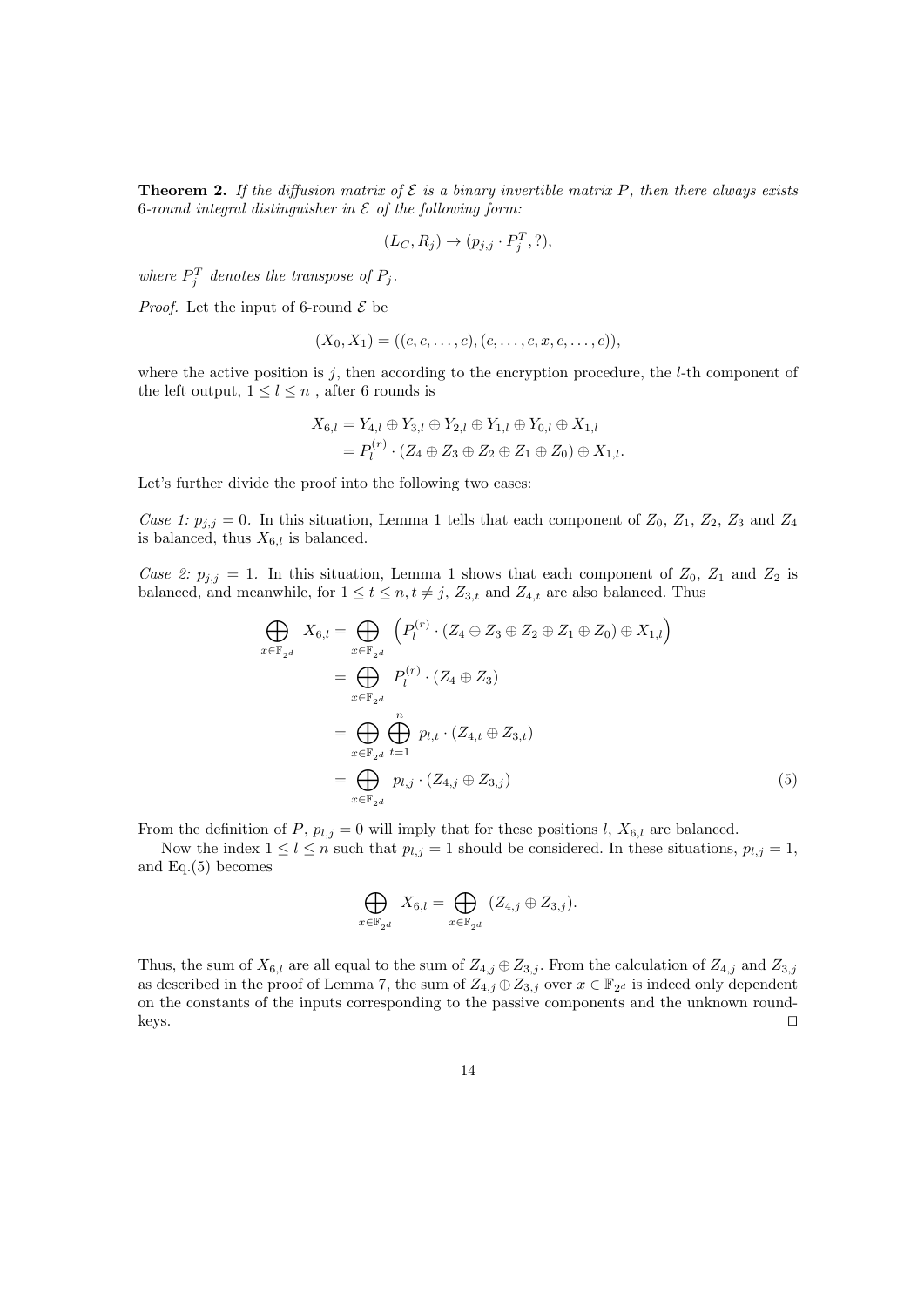**Theorem 2.** *If the diffusion matrix of $\mathcal{E}$ is a binary invertible matrix $P$, then there always exists 6-round integral distinguisher in $\mathcal{E}$ of the following form:*

$$(L_C, R_j) \rightarrow (p_{j,j} \cdot P_j^T, ?),$$

*where $P_j^T$ denotes the transpose of $P_j$.*

*Proof.* Let the input of 6-round $\mathcal{E}$ be

$$(X_0, X_1) = ((c, c, \ldots, c), (c, \ldots, c, x, c, \ldots, c)),$$

where the active position is $j$, then according to the encryption procedure, the $l$-th component of the left output, $1 \leq l \leq n$ , after 6 rounds is

$$\begin{aligned} X_{6,l} &= Y_{4,l} \oplus Y_{3,l} \oplus Y_{2,l} \oplus Y_{1,l} \oplus Y_{0,l} \oplus X_{1,l} \\ &= P_l^{(r)} \cdot (Z_4 \oplus Z_3 \oplus Z_2 \oplus Z_1 \oplus Z_0) \oplus X_{1,l}. \end{aligned}$$

Let's further divide the proof into the following two cases:

*Case 1: $p_{j,j} = 0$.* In this situation, Lemma 1 tells that each component of $Z_0$, $Z_1$, $Z_2$, $Z_3$ and $Z_4$ is balanced, thus $X_{6,l}$ is balanced.

*Case 2: $p_{j,j} = 1$.* In this situation, Lemma 1 shows that each component of $Z_0$, $Z_1$ and $Z_2$ is balanced, and meanwhile, for $1 \leq t \leq n, t \neq j$, $Z_{3,t}$ and $Z_{4,t}$ are also balanced. Thus

$$\begin{aligned} \bigoplus_{x \in \mathbb{F}_{2^d}} X_{6,l} &= \bigoplus_{x \in \mathbb{F}_{2^d}} \left( P_l^{(r)} \cdot (Z_4 \oplus Z_3 \oplus Z_2 \oplus Z_1 \oplus Z_0) \oplus X_{1,l} \right) \\ &= \bigoplus_{x \in \mathbb{F}_{2^d}} P_l^{(r)} \cdot (Z_4 \oplus Z_3) \\ &= \bigoplus_{x \in \mathbb{F}_{2^d}} \bigoplus_{t=1}^{n} p_{l,t} \cdot (Z_{4,t} \oplus Z_{3,t}) \\ &= \bigoplus_{x \in \mathbb{F}_{2^d}} p_{l,j} \cdot (Z_{4,j} \oplus Z_{3,j}) \end{aligned} \tag{5}$$

From the definition of $P$, $p_{l,j} = 0$ will imply that for these positions $l$, $X_{6,l}$ are balanced.

Now the index $1 \leq l \leq n$ such that $p_{l,j} = 1$ should be considered. In these situations, $p_{l,j} = 1$, and Eq.(5) becomes

$$\bigoplus_{x \in \mathbb{F}_{2^d}} X_{6,l} = \bigoplus_{x \in \mathbb{F}_{2^d}} (Z_{4,j} \oplus Z_{3,j}).$$

Thus, the sum of $X_{6,l}$ are all equal to the sum of $Z_{4,j} \oplus Z_{3,j}$. From the calculation of $Z_{4,j}$ and $Z_{3,j}$ as described in the proof of Lemma 7, the sum of $Z_{4,j} \oplus Z_{3,j}$ over $x \in \mathbb{F}_{2^d}$ is indeed only dependent on the constants of the inputs corresponding to the passive components and the unknown round-keys. $\square$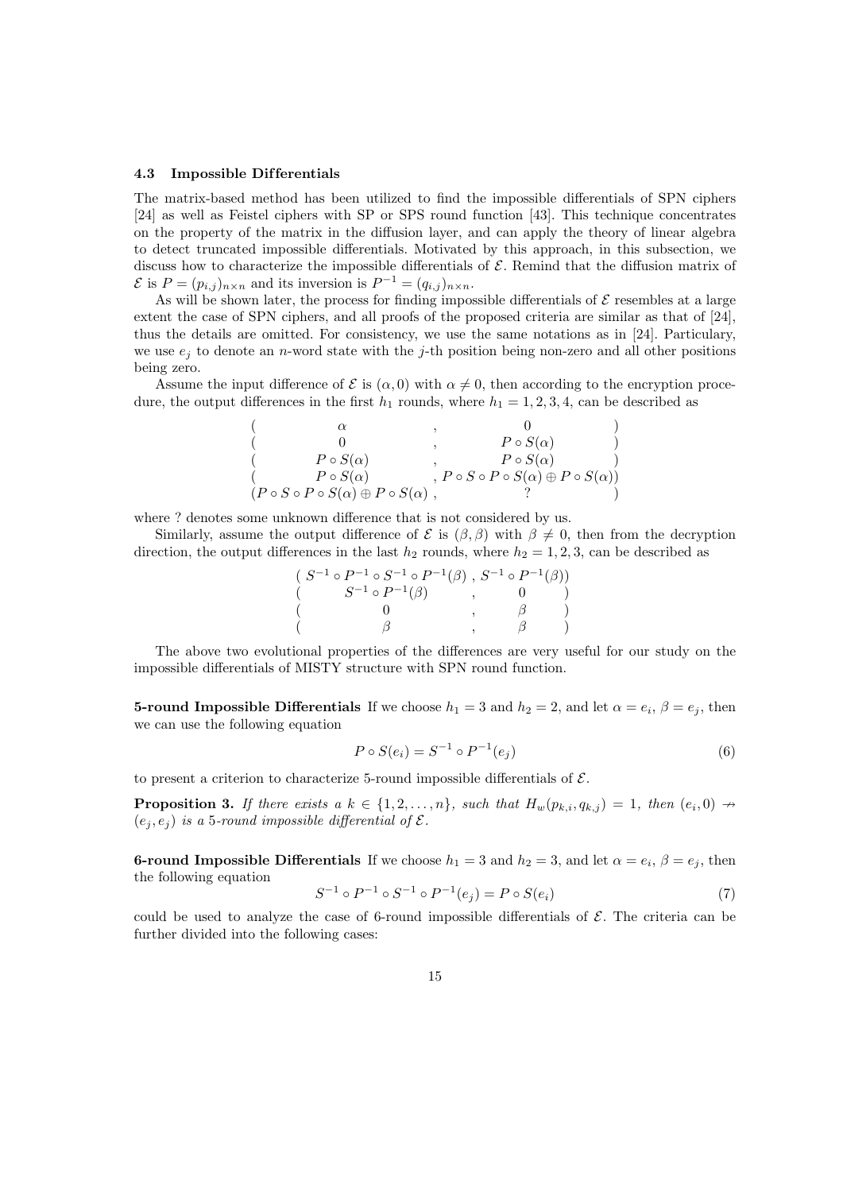### 4.3 Impossible Differentials

The matrix-based method has been utilized to find the impossible differentials of SPN ciphers [24] as well as Feistel ciphers with SP or SPS round function [43]. This technique concentrates on the property of the matrix in the diffusion layer, and can apply the theory of linear algebra to detect truncated impossible differentials. Motivated by this approach, in this subsection, we discuss how to characterize the impossible differentials of $\mathcal{E}$. Remind that the diffusion matrix of $\mathcal{E}$ is $P = (p_{i,j})_{n\times n}$ and its inversion is $P^{-1} = (q_{i,j})_{n\times n}$.

As will be shown later, the process for finding impossible differentials of $\mathcal{E}$ resembles at a large extent the case of SPN ciphers, and all proofs of the proposed criteria are similar as that of [24], thus the details are omitted. For consistency, we use the same notations as in [24]. Particulary, we use $e_j$ to denote an $n$-word state with the $j$-th position being non-zero and all other positions being zero.

Assume the input difference of $\mathcal{E}$ is $(\alpha, 0)$ with $\alpha \neq 0$, then according to the encryption procedure, the output differences in the first $h_1$ rounds, where $h_1 = 1, 2, 3, 4$, can be described as

$$
\begin{array}{lcl}
( \quad \alpha & , & 0 \quad ) \\
( \quad 0 & , & P \circ S(\alpha) \quad ) \\
( \quad P \circ S(\alpha) & , & P \circ S(\alpha) \quad ) \\
( \quad P \circ S(\alpha) & , & P \circ S \circ P \circ S(\alpha) \oplus P \circ S(\alpha) ) \\
(P \circ S \circ P \circ S(\alpha) \oplus P \circ S(\alpha) & , & ? \quad )
\end{array}
$$

where ? denotes some unknown difference that is not considered by us.

Similarly, assume the output difference of $\mathcal{E}$ is $(\beta, \beta)$ with $\beta \neq 0$, then from the decryption direction, the output differences in the last $h_2$ rounds, where $h_2 = 1, 2, 3$, can be described as

$$
\begin{array}{lcl}
( \; S^{-1} \circ P^{-1} \circ S^{-1} \circ P^{-1}(\beta) & , & S^{-1} \circ P^{-1}(\beta)) \\
( \quad S^{-1} \circ P^{-1}(\beta) & , & 0 \quad ) \\
( \quad 0 & , & \beta \quad ) \\
( \quad \beta & , & \beta \quad )
\end{array}
$$

The above two evolutional properties of the differences are very useful for our study on the impossible differentials of MISTY structure with SPN round function.

**5-round Impossible Differentials** If we choose $h_1 = 3$ and $h_2 = 2$, and let $\alpha = e_i$, $\beta = e_j$, then we can use the following equation

$$P \circ S(e_i) = S^{-1} \circ P^{-1}(e_j) \tag{6}$$

to present a criterion to characterize 5-round impossible differentials of $\mathcal{E}$.

**Proposition 3.** *If there exists a $k \in \{1, 2, \ldots, n\}$, such that $H_w(p_{k,i}, q_{k,j}) = 1$, then $(e_i, 0) \nrightarrow (e_j, e_j)$ is a 5-round impossible differential of $\mathcal{E}$.*

**6-round Impossible Differentials** If we choose $h_1 = 3$ and $h_2 = 3$, and let $\alpha = e_i$, $\beta = e_j$, then the following equation

$$S^{-1} \circ P^{-1} \circ S^{-1} \circ P^{-1}(e_j) = P \circ S(e_i) \tag{7}$$

could be used to analyze the case of 6-round impossible differentials of $\mathcal{E}$. The criteria can be further divided into the following cases: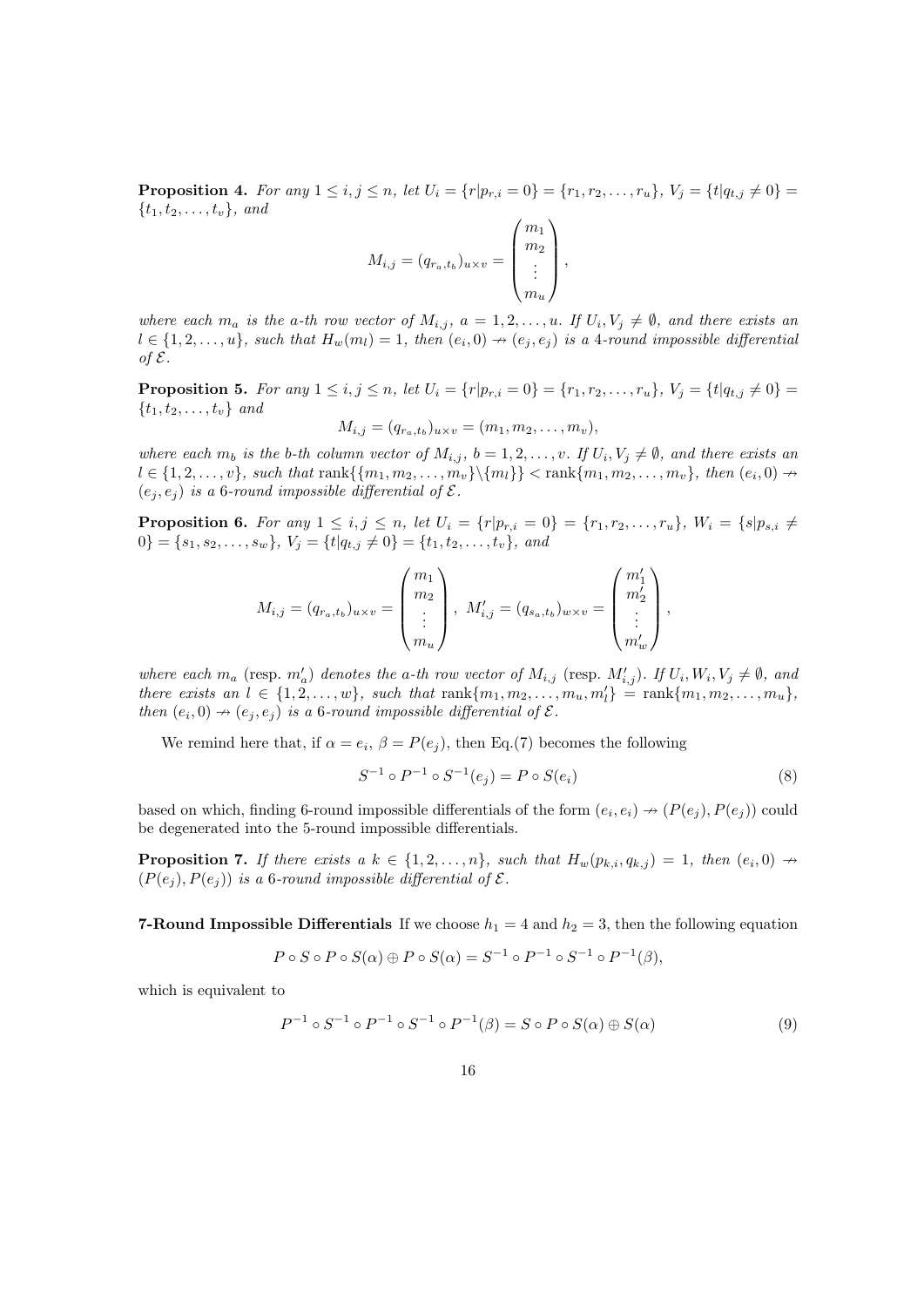**Proposition 4.** *For any $1 \leq i, j \leq n$, let $U_i = \{r | p_{r,i} = 0\} = \{r_1, r_2, \ldots, r_u\}$, $V_j = \{t | q_{t,j} \neq 0\} = \{t_1, t_2, \ldots, t_v\}$, and*

$$M_{i,j} = (q_{r_a,t_b})_{u \times v} = \begin{pmatrix} m_1 \\ m_2 \\ \vdots \\ m_u \end{pmatrix},$$

*where each $m_a$ is the $a$-th row vector of $M_{i,j}$, $a = 1, 2, \ldots, u$. If $U_i, V_j \neq \emptyset$, and there exists an $l \in \{1, 2, \ldots, u\}$, such that $H_w(m_l) = 1$, then $(e_i, 0) \nrightarrow (e_j, e_j)$ is a 4-round impossible differential of $\mathcal{E}$.*

**Proposition 5.** *For any $1 \leq i, j \leq n$, let $U_i = \{r | p_{r,i} = 0\} = \{r_1, r_2, \ldots, r_u\}$, $V_j = \{t | q_{t,j} \neq 0\} = \{t_1, t_2, \ldots, t_v\}$ and*

$$M_{i,j} = (q_{r_a,t_b})_{u \times v} = (m_1, m_2, \ldots, m_v),$$

*where each $m_b$ is the $b$-th column vector of $M_{i,j}$, $b = 1, 2, \ldots, v$. If $U_i, V_j \neq \emptyset$, and there exists an $l \in \{1, 2, \ldots, v\}$, such that $\text{rank}\{\{m_1, m_2, \ldots, m_v\} \backslash \{m_l\}\} < \text{rank}\{m_1, m_2, \ldots, m_v\}$, then $(e_i, 0) \nrightarrow (e_j, e_j)$ is a 6-round impossible differential of $\mathcal{E}$.*

**Proposition 6.** *For any $1 \leq i, j \leq n$, let $U_i = \{r | p_{r,i} = 0\} = \{r_1, r_2, \ldots, r_u\}$, $W_i = \{s | p_{s,i} \neq 0\} = \{s_1, s_2, \ldots, s_w\}$, $V_j = \{t | q_{t,j} \neq 0\} = \{t_1, t_2, \ldots, t_v\}$, and*

$$M_{i,j} = (q_{r_a,t_b})_{u \times v} = \begin{pmatrix} m_1 \\ m_2 \\ \vdots \\ m_u \end{pmatrix}, \; M'_{i,j} = (q_{s_a,t_b})_{w \times v} = \begin{pmatrix} m'_1 \\ m'_2 \\ \vdots \\ m'_w \end{pmatrix},$$

*where each $m_a$ (resp. $m'_a$) denotes the $a$-th row vector of $M_{i,j}$ (resp. $M'_{i,j}$). If $U_i, W_i, V_j \neq \emptyset$, and there exists an $l \in \{1, 2, \ldots, w\}$, such that $\text{rank}\{m_1, m_2, \ldots, m_u, m'_l\} = \text{rank}\{m_1, m_2, \ldots, m_u\}$, then $(e_i, 0) \nrightarrow (e_j, e_j)$ is a 6-round impossible differential of $\mathcal{E}$.*

We remind here that, if $\alpha = e_i$, $\beta = P(e_j)$, then Eq.(7) becomes the following

$$S^{-1} \circ P^{-1} \circ S^{-1}(e_j) = P \circ S(e_i) \tag{8}$$

based on which, finding 6-round impossible differentials of the form $(e_i, e_i) \nrightarrow (P(e_j), P(e_j))$ could be degenerated into the 5-round impossible differentials.

**Proposition 7.** *If there exists a $k \in \{1, 2, \ldots, n\}$, such that $H_w(p_{k,i}, q_{k,j}) = 1$, then $(e_i, 0) \nrightarrow (P(e_j), P(e_j))$ is a 6-round impossible differential of $\mathcal{E}$.*

**7-Round Impossible Differentials** If we choose $h_1 = 4$ and $h_2 = 3$, then the following equation

$$P \circ S \circ P \circ S(\alpha) \oplus P \circ S(\alpha) = S^{-1} \circ P^{-1} \circ S^{-1} \circ P^{-1}(\beta),$$

which is equivalent to

$$P^{-1} \circ S^{-1} \circ P^{-1} \circ S^{-1} \circ P^{-1}(\beta) = S \circ P \circ S(\alpha) \oplus S(\alpha) \tag{9}$$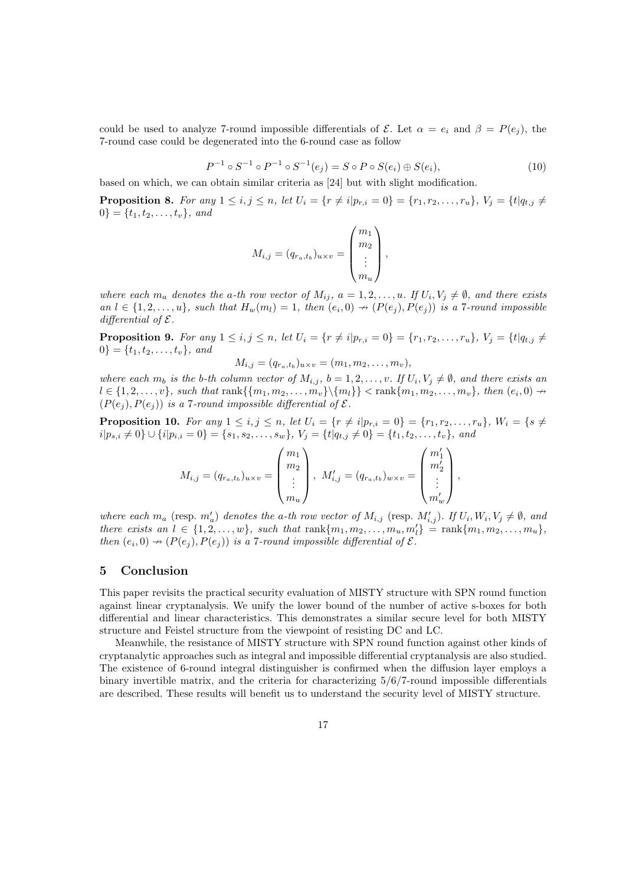could be used to analyze 7-round impossible differentials of $\mathcal{E}$. Let $\alpha = e_i$ and $\beta = P(e_j)$, the 7-round case could be degenerated into the 6-round case as follow

$$P^{-1} \circ S^{-1} \circ P^{-1} \circ S^{-1}(e_j) = S \circ P \circ S(e_i) \oplus S(e_i), \tag{10}$$

based on which, we can obtain similar criteria as [24] but with slight modification.

**Proposition 8.** *For any $1 \le i, j \le n$, let $U_i = \{r \ne i | p_{r,i} = 0\} = \{r_1, r_2, \ldots, r_u\}$, $V_j = \{t | q_{t,j} \ne 0\} = \{t_1, t_2, \ldots, t_v\}$, and*

$$M_{i,j} = (q_{r_a,t_b})_{u \times v} = \begin{pmatrix} m_1 \\ m_2 \\ \vdots \\ m_u \end{pmatrix},$$

*where each $m_a$ denotes the a-th row vector of $M_{ij}$, $a = 1, 2, \ldots, u$. If $U_i, V_j \ne \emptyset$, and there exists an $l \in \{1, 2, \ldots, u\}$, such that $H_w(m_l) = 1$, then $(e_i, 0) \nrightarrow (P(e_j), P(e_j))$ is a 7-round impossible differential of $\mathcal{E}$.*

**Proposition 9.** *For any $1 \le i, j \le n$, let $U_i = \{r \ne i | p_{r,i} = 0\} = \{r_1, r_2, \ldots, r_u\}$, $V_j = \{t | q_{t,j} \ne 0\} = \{t_1, t_2, \ldots, t_v\}$, and*

$$M_{i,j} = (q_{r_a,t_b})_{u \times v} = (m_1, m_2, \ldots, m_v),$$

*where each $m_b$ is the b-th column vector of $M_{i,j}$, $b = 1, 2, \ldots, v$. If $U_i, V_j \ne \emptyset$, and there exists an $l \in \{1, 2, \ldots, v\}$, such that $\mathrm{rank}\{\{m_1, m_2, \ldots, m_v\} \backslash \{m_l\}\} < \mathrm{rank}\{m_1, m_2, \ldots, m_v\}$, then $(e_i, 0) \nrightarrow (P(e_j), P(e_j))$ is a 7-round impossible differential of $\mathcal{E}$.*

**Proposition 10.** *For any $1 \le i, j \le n$, let $U_i = \{r \ne i | p_{r,i} = 0\} = \{r_1, r_2, \ldots, r_u\}$, $W_i = \{s \ne i | p_{s,i} \ne 0\} \cup \{i | p_{i,i} = 0\} = \{s_1, s_2, \ldots, s_w\}$, $V_j = \{t | q_{t,j} \ne 0\} = \{t_1, t_2, \ldots, t_v\}$, and*

$$M_{i,j} = (q_{r_a,t_b})_{u \times v} = \begin{pmatrix} m_1 \\ m_2 \\ \vdots \\ m_u \end{pmatrix}, \ M'_{i,j} = (q_{r_a,t_b})_{w \times v} = \begin{pmatrix} m'_1 \\ m'_2 \\ \vdots \\ m'_w \end{pmatrix},$$

*where each $m_a$ (resp. $m'_a$) denotes the a-th row vector of $M_{i,j}$ (resp. $M'_{i,j}$). If $U_i, W_i, V_j \ne \emptyset$, and there exists an $l \in \{1, 2, \ldots, w\}$, such that $\mathrm{rank}\{m_1, m_2, \ldots, m_u, m'_l\} = \mathrm{rank}\{m_1, m_2, \ldots, m_u\}$, then $(e_i, 0) \nrightarrow (P(e_j), P(e_j))$ is a 7-round impossible differential of $\mathcal{E}$.*

## 5 Conclusion

This paper revisits the practical security evaluation of MISTY structure with SPN round function against linear cryptanalysis. We unify the lower bound of the number of active s-boxes for both differential and linear characteristics. This demonstrates a similar secure level for both MISTY structure and Feistel structure from the viewpoint of resisting DC and LC.

Meanwhile, the resistance of MISTY structure with SPN round function against other kinds of cryptanalytic approaches such as integral and impossible differential cryptanalysis are also studied. The existence of 6-round integral distinguisher is confirmed when the diffusion layer employs a binary invertible matrix, and the criteria for characterizing 5/6/7-round impossible differentials are described. These results will benefit us to understand the security level of MISTY structure.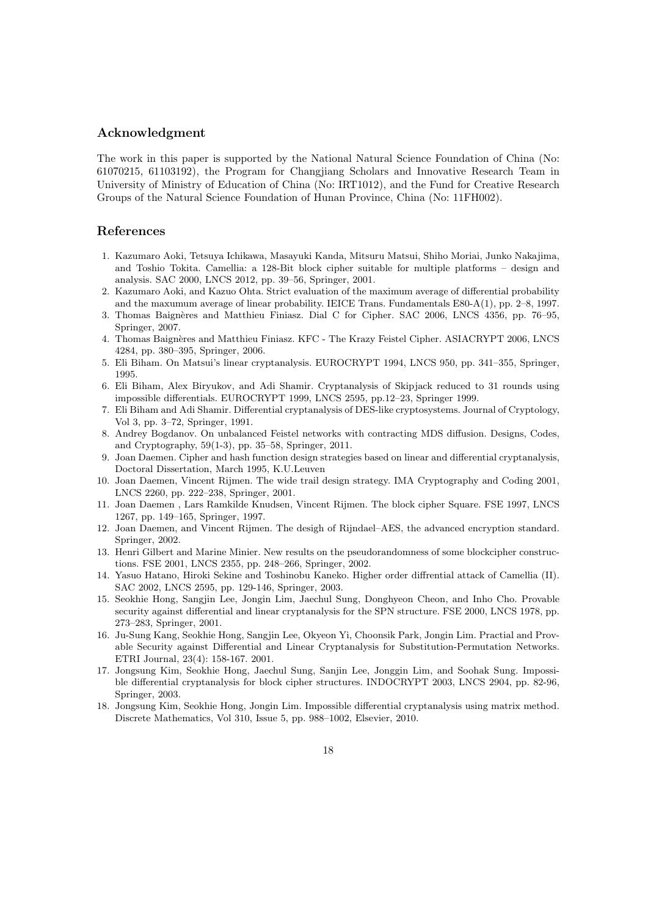## Acknowledgment

The work in this paper is supported by the National Natural Science Foundation of China (No: 61070215, 61103192), the Program for Changjiang Scholars and Innovative Research Team in University of Ministry of Education of China (No: IRT1012), and the Fund for Creative Research Groups of the Natural Science Foundation of Hunan Province, China (No: 11FH002).

## References

1. Kazumaro Aoki, Tetsuya Ichikawa, Masayuki Kanda, Mitsuru Matsui, Shiho Moriai, Junko Nakajima, and Toshio Tokita. Camellia: a 128-Bit block cipher suitable for multiple platforms – design and analysis. SAC 2000, LNCS 2012, pp. 39–56, Springer, 2001.
2. Kazumaro Aoki, and Kazuo Ohta. Strict evaluation of the maximum average of differential probability and the maxumum average of linear probability. IEICE Trans. Fundamentals E80-A(1), pp. 2–8, 1997.
3. Thomas Baignères and Matthieu Finiasz. Dial C for Cipher. SAC 2006, LNCS 4356, pp. 76–95, Springer, 2007.
4. Thomas Baignères and Matthieu Finiasz. KFC - The Krazy Feistel Cipher. ASIACRYPT 2006, LNCS 4284, pp. 380–395, Springer, 2006.
5. Eli Biham. On Matsui's linear cryptanalysis. EUROCRYPT 1994, LNCS 950, pp. 341–355, Springer, 1995.
6. Eli Biham, Alex Biryukov, and Adi Shamir. Cryptanalysis of Skipjack reduced to 31 rounds using impossible differentials. EUROCRYPT 1999, LNCS 2595, pp.12–23, Springer 1999.
7. Eli Biham and Adi Shamir. Differential cryptanalysis of DES-like cryptosystems. Journal of Cryptology, Vol 3, pp. 3–72, Springer, 1991.
8. Andrey Bogdanov. On unbalanced Feistel networks with contracting MDS diffusion. Designs, Codes, and Cryptography, 59(1-3), pp. 35–58, Springer, 2011.
9. Joan Daemen. Cipher and hash function design strategies based on linear and differential cryptanalysis, Doctoral Dissertation, March 1995, K.U.Leuven
10. Joan Daemen, Vincent Rijmen. The wide trail design strategy. IMA Cryptography and Coding 2001, LNCS 2260, pp. 222–238, Springer, 2001.
11. Joan Daemen , Lars Ramkilde Knudsen, Vincent Rijmen. The block cipher Square. FSE 1997, LNCS 1267, pp. 149–165, Springer, 1997.
12. Joan Daemen, and Vincent Rijmen. The desigh of Rijndael–AES, the advanced encryption standard. Springer, 2002.
13. Henri Gilbert and Marine Minier. New results on the pseudorandomness of some blockcipher constructions. FSE 2001, LNCS 2355, pp. 248–266, Springer, 2002.
14. Yasuo Hatano, Hiroki Sekine and Toshinobu Kaneko. Higher order diffrential attack of Camellia (II). SAC 2002, LNCS 2595, pp. 129-146, Springer, 2003.
15. Seokhie Hong, Sangjin Lee, Jongin Lim, Jaechul Sung, Donghyeon Cheon, and Inho Cho. Provable security against differential and linear cryptanalysis for the SPN structure. FSE 2000, LNCS 1978, pp. 273–283, Springer, 2001.
16. Ju-Sung Kang, Seokhie Hong, Sangjin Lee, Okyeon Yi, Choonsik Park, Jongin Lim. Practial and Provable Security against Differential and Linear Cryptanalysis for Substitution-Permutation Networks. ETRI Journal, 23(4): 158-167. 2001.
17. Jongsung Kim, Seokhie Hong, Jaechul Sung, Sanjin Lee, Jonggin Lim, and Soohak Sung. Impossible differential cryptanalysis for block cipher structures. INDOCRYPT 2003, LNCS 2904, pp. 82-96, Springer, 2003.
18. Jongsung Kim, Seokhie Hong, Jongin Lim. Impossible differential cryptanalysis using matrix method. Discrete Mathematics, Vol 310, Issue 5, pp. 988–1002, Elsevier, 2010.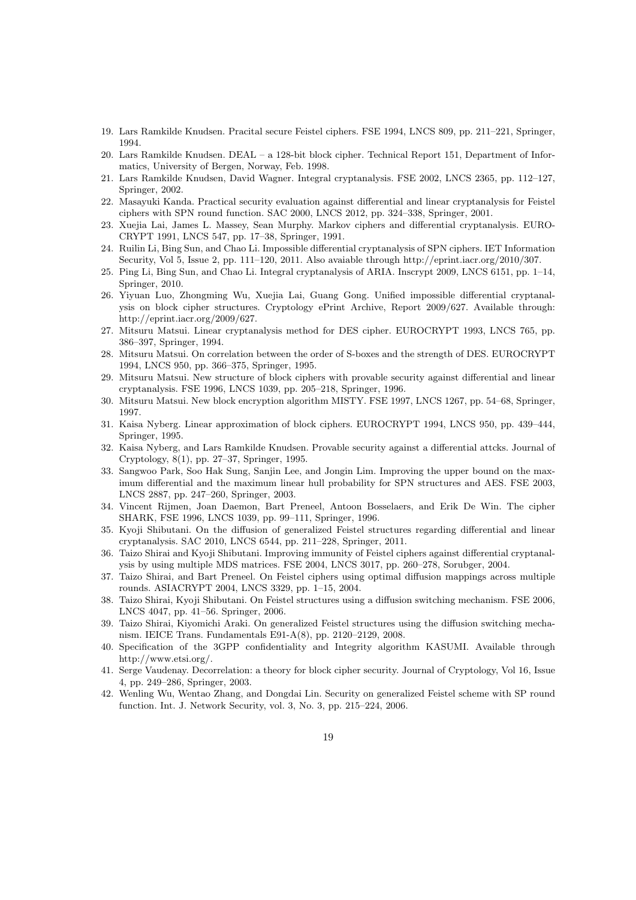19. Lars Ramkilde Knudsen. Pracital secure Feistel ciphers. FSE 1994, LNCS 809, pp. 211–221, Springer, 1994.
20. Lars Ramkilde Knudsen. DEAL – a 128-bit block cipher. Technical Report 151, Department of Informatics, University of Bergen, Norway, Feb. 1998.
21. Lars Ramkilde Knudsen, David Wagner. Integral cryptanalysis. FSE 2002, LNCS 2365, pp. 112–127, Springer, 2002.
22. Masayuki Kanda. Practical security evaluation against differential and linear cryptanalysis for Feistel ciphers with SPN round function. SAC 2000, LNCS 2012, pp. 324–338, Springer, 2001.
23. Xuejia Lai, James L. Massey, Sean Murphy. Markov ciphers and differential cryptanalysis. EUROCRYPT 1991, LNCS 547, pp. 17–38, Springer, 1991.
24. Ruilin Li, Bing Sun, and Chao Li. Impossible differential cryptanalysis of SPN ciphers. IET Information Security, Vol 5, Issue 2, pp. 111–120, 2011. Also avaiable through http://eprint.iacr.org/2010/307.
25. Ping Li, Bing Sun, and Chao Li. Integral cryptanalysis of ARIA. Inscrypt 2009, LNCS 6151, pp. 1–14, Springer, 2010.
26. Yiyuan Luo, Zhongming Wu, Xuejia Lai, Guang Gong. Unified impossible differential cryptanalysis on block cipher structures. Cryptology ePrint Archive, Report 2009/627. Available through: http://eprint.iacr.org/2009/627.
27. Mitsuru Matsui. Linear cryptanalysis method for DES cipher. EUROCRYPT 1993, LNCS 765, pp. 386–397, Springer, 1994.
28. Mitsuru Matsui. On correlation between the order of S-boxes and the strength of DES. EUROCRYPT 1994, LNCS 950, pp. 366–375, Springer, 1995.
29. Mitsuru Matsui. New structure of block ciphers with provable security against differential and linear cryptanalysis. FSE 1996, LNCS 1039, pp. 205–218, Springer, 1996.
30. Mitsuru Matsui. New block encryption algorithm MISTY. FSE 1997, LNCS 1267, pp. 54–68, Springer, 1997.
31. Kaisa Nyberg. Linear approximation of block ciphers. EUROCRYPT 1994, LNCS 950, pp. 439–444, Springer, 1995.
32. Kaisa Nyberg, and Lars Ramkilde Knudsen. Provable security against a differential attcks. Journal of Cryptology, 8(1), pp. 27–37, Springer, 1995.
33. Sangwoo Park, Soo Hak Sung, Sanjin Lee, and Jongin Lim. Improving the upper bound on the maximum differential and the maximum linear hull probability for SPN structures and AES. FSE 2003, LNCS 2887, pp. 247–260, Springer, 2003.
34. Vincent Rijmen, Joan Daemon, Bart Preneel, Antoon Bosselaers, and Erik De Win. The cipher SHARK, FSE 1996, LNCS 1039, pp. 99–111, Springer, 1996.
35. Kyoji Shibutani. On the diffusion of generalized Feistel structures regarding differential and linear cryptanalysis. SAC 2010, LNCS 6544, pp. 211–228, Springer, 2011.
36. Taizo Shirai and Kyoji Shibutani. Improving immunity of Feistel ciphers against differential cryptanalysis by using multiple MDS matrices. FSE 2004, LNCS 3017, pp. 260–278, Sorubger, 2004.
37. Taizo Shirai, and Bart Preneel. On Feistel ciphers using optimal diffusion mappings across multiple rounds. ASIACRYPT 2004, LNCS 3329, pp. 1–15, 2004.
38. Taizo Shirai, Kyoji Shibutani. On Feistel structures using a diffusion switching mechanism. FSE 2006, LNCS 4047, pp. 41–56. Springer, 2006.
39. Taizo Shirai, Kiyomichi Araki. On generalized Feistel structures using the diffusion switching mechanism. IEICE Trans. Fundamentals E91-A(8), pp. 2120–2129, 2008.
40. Specification of the 3GPP confidentiality and Integrity algorithm KASUMI. Available through http://www.etsi.org/.
41. Serge Vaudenay. Decorrelation: a theory for block cipher security. Journal of Cryptology, Vol 16, Issue 4, pp. 249–286, Springer, 2003.
42. Wenling Wu, Wentao Zhang, and Dongdai Lin. Security on generalized Feistel scheme with SP round function. Int. J. Network Security, vol. 3, No. 3, pp. 215–224, 2006.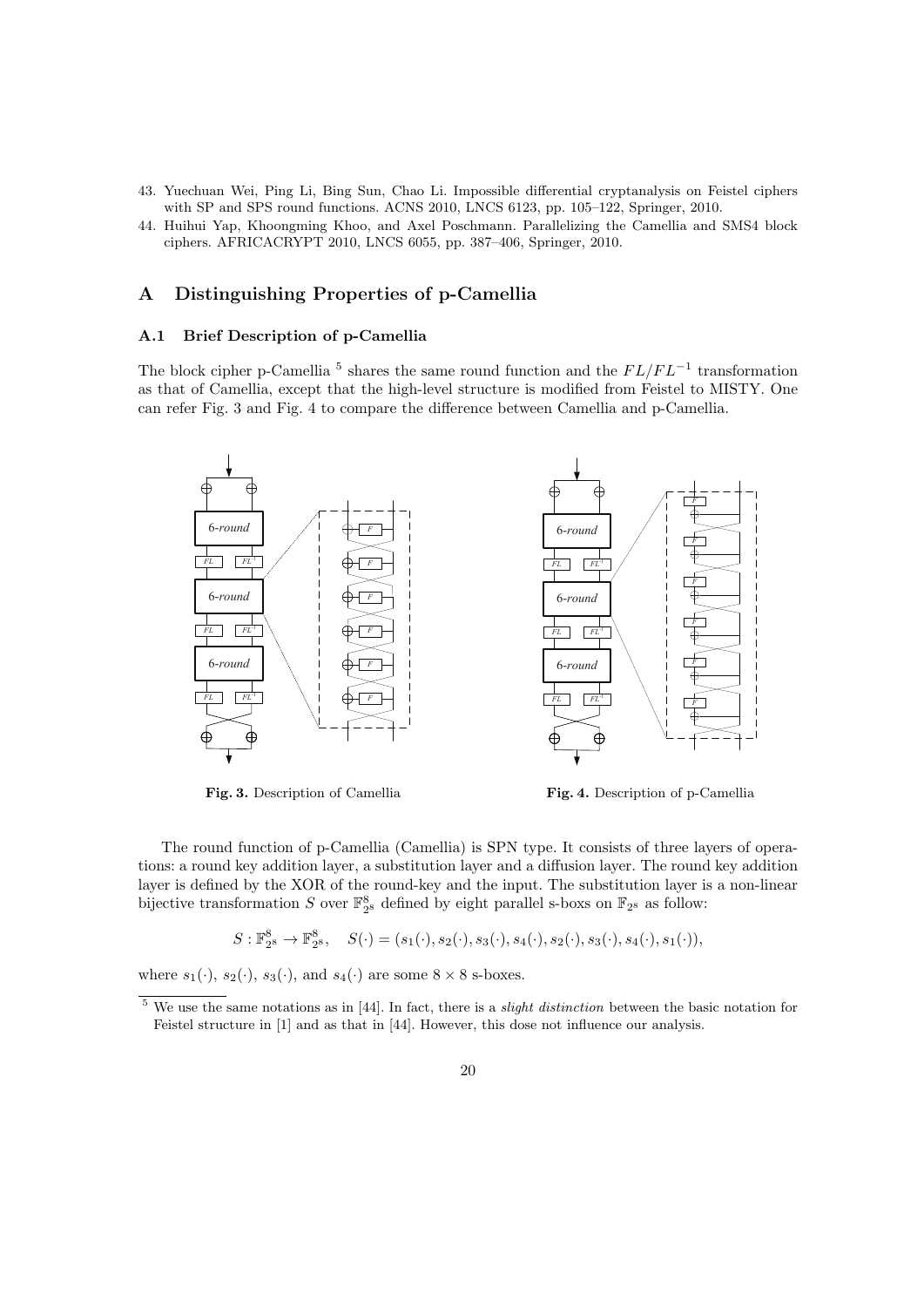43. Yuechuan Wei, Ping Li, Bing Sun, Chao Li. Impossible differential cryptanalysis on Feistel ciphers with SP and SPS round functions. ACNS 2010, LNCS 6123, pp. 105–122, Springer, 2010.
44. Huihui Yap, Khoongming Khoo, and Axel Poschmann. Parallelizing the Camellia and SMS4 block ciphers. AFRICACRYPT 2010, LNCS 6055, pp. 387–406, Springer, 2010.

# A Distinguishing Properties of p-Camellia

## A.1 Brief Description of p-Camellia

The block cipher p-Camellia [5] shares the same round function and the $FL/FL^{-1}$ transformation as that of Camellia, except that the high-level structure is modified from Feistel to MISTY. One can refer Fig. 3 and Fig. 4 to compare the difference between Camellia and p-Camellia.

**Fig. 3.** Description of Camellia

**Fig. 4.** Description of p-Camellia

The round function of p-Camellia (Camellia) is SPN type. It consists of three layers of operations: a round key addition layer, a substitution layer and a diffusion layer. The round key addition layer is defined by the XOR of the round-key and the input. The substitution layer is a non-linear bijective transformation $S$ over $\mathbb{F}_{2^8}^8$ defined by eight parallel s-boxs on $\mathbb{F}_{2^8}$ as follow:

$$S : \mathbb{F}_{2^8}^8 \to \mathbb{F}_{2^8}^8, \quad S(\cdot) = (s_1(\cdot), s_2(\cdot), s_3(\cdot), s_4(\cdot), s_2(\cdot), s_3(\cdot), s_4(\cdot), s_1(\cdot)),$$

where $s_1(\cdot)$, $s_2(\cdot)$, $s_3(\cdot)$, and $s_4(\cdot)$ are some $8 \times 8$ s-boxes.

[5] We use the same notations as in [44]. In fact, there is a *slight distinction* between the basic notation for Feistel structure in [1] and as that in [44]. However, this dose not influence our analysis.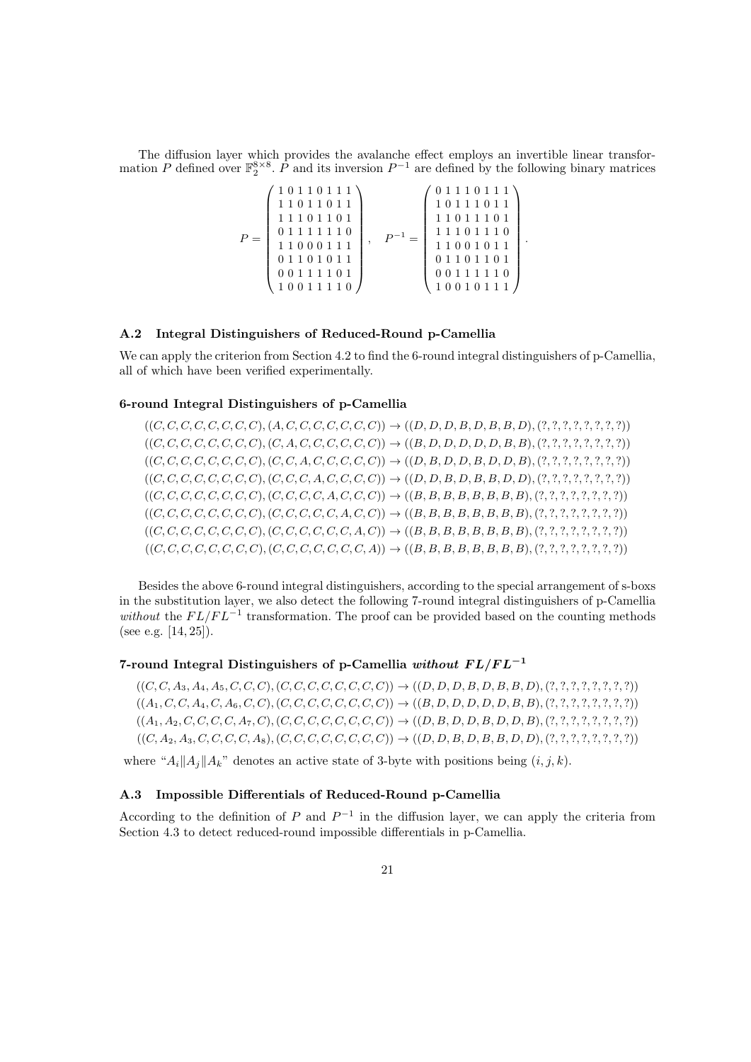The diffusion layer which provides the avalanche effect employs an invertible linear transformation $P$ defined over $\mathbb{F}_2^{8\times 8}$. $P$ and its inversion $P^{-1}$ are defined by the following binary matrices

$$P = \begin{pmatrix} 1\,0\,1\,1\,0\,1\,1\,1 \\ 1\,1\,0\,1\,1\,0\,1\,1 \\ 1\,1\,1\,0\,1\,1\,0\,1 \\ 0\,1\,1\,1\,1\,1\,1\,0 \\ 1\,1\,0\,0\,0\,1\,1\,1 \\ 0\,1\,1\,0\,1\,0\,1\,1 \\ 0\,0\,1\,1\,1\,1\,0\,1 \\ 1\,0\,0\,1\,1\,1\,1\,0 \end{pmatrix}, \quad P^{-1} = \begin{pmatrix} 0\,1\,1\,1\,0\,1\,1\,1 \\ 1\,0\,1\,1\,1\,0\,1\,1 \\ 1\,1\,0\,1\,1\,1\,0\,1 \\ 1\,1\,1\,0\,1\,1\,1\,0 \\ 1\,1\,0\,0\,1\,0\,1\,1 \\ 0\,1\,1\,0\,1\,1\,0\,1 \\ 0\,0\,1\,1\,1\,1\,1\,0 \\ 1\,0\,0\,1\,0\,1\,1\,1 \end{pmatrix}.$$

### A.2 Integral Distinguishers of Reduced-Round p-Camellia

We can apply the criterion from Section 4.2 to find the 6-round integral distinguishers of p-Camellia, all of which have been verified experimentally.

#### 6-round Integral Distinguishers of p-Camellia

$$((C,C,C,C,C,C,C,C),(A,C,C,C,C,C,C,C)) \rightarrow ((D,D,D,B,D,B,B,D),(?,?,?,?,?,?,?,?))$$
$$((C,C,C,C,C,C,C,C),(C,A,C,C,C,C,C,C)) \rightarrow ((B,D,D,D,D,D,B,B),(?,?,?,?,?,?,?,?))$$
$$((C,C,C,C,C,C,C,C),(C,C,A,C,C,C,C,C)) \rightarrow ((D,B,D,D,B,D,D,B),(?,?,?,?,?,?,?,?))$$
$$((C,C,C,C,C,C,C,C),(C,C,C,A,C,C,C,C)) \rightarrow ((D,D,B,D,B,B,D,D),(?,?,?,?,?,?,?,?))$$
$$((C,C,C,C,C,C,C,C),(C,C,C,C,A,C,C,C)) \rightarrow ((B,B,B,B,B,B,B,B),(?,?,?,?,?,?,?,?))$$
$$((C,C,C,C,C,C,C,C),(C,C,C,C,C,A,C,C)) \rightarrow ((B,B,B,B,B,B,B,B),(?,?,?,?,?,?,?,?))$$
$$((C,C,C,C,C,C,C,C),(C,C,C,C,C,C,A,C)) \rightarrow ((B,B,B,B,B,B,B,B),(?,?,?,?,?,?,?,?))$$
$$((C,C,C,C,C,C,C,C),(C,C,C,C,C,C,C,A)) \rightarrow ((B,B,B,B,B,B,B,B),(?,?,?,?,?,?,?,?))$$

Besides the above 6-round integral distinguishers, according to the special arrangement of s-boxs in the substitution layer, we also detect the following 7-round integral distinguishers of p-Camellia *without* the $FL/FL^{-1}$ transformation. The proof can be provided based on the counting methods (see e.g. [14, 25]).

#### 7-round Integral Distinguishers of p-Camellia *without* $FL/FL^{-1}$

$$((C,C,A_3,A_4,A_5,C,C,C),(C,C,C,C,C,C,C,C)) \rightarrow ((D,D,D,B,D,B,B,D),(?,?,?,?,?,?,?,?))$$
$$((A_1,C,C,A_4,C,A_6,C,C),(C,C,C,C,C,C,C,C)) \rightarrow ((B,D,D,D,D,D,B,B),(?,?,?,?,?,?,?,?))$$
$$((A_1,A_2,C,C,C,C,A_7,C),(C,C,C,C,C,C,C,C)) \rightarrow ((D,B,D,D,B,D,D,B),(?,?,?,?,?,?,?,?))$$
$$((C,A_2,A_3,C,C,C,C,A_8),(C,C,C,C,C,C,C,C)) \rightarrow ((D,D,B,D,B,B,D,D),(?,?,?,?,?,?,?,?))$$

where "$A_i \| A_j \| A_k$" denotes an active state of 3-byte with positions being $(i,j,k)$.

### A.3 Impossible Differentials of Reduced-Round p-Camellia

According to the definition of $P$ and $P^{-1}$ in the diffusion layer, we can apply the criteria from Section 4.3 to detect reduced-round impossible differentials in p-Camellia.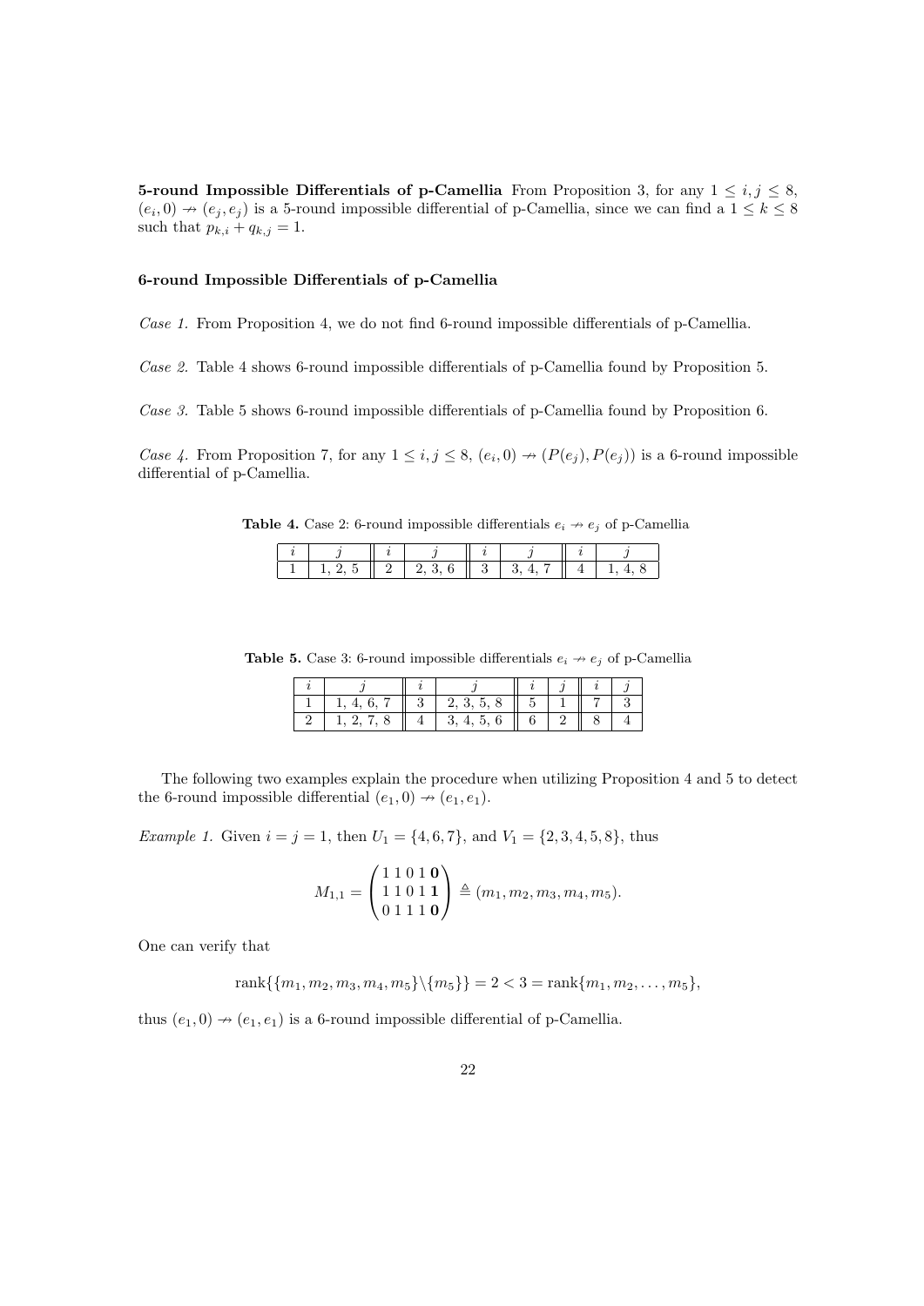**5-round Impossible Differentials of p-Camellia** From Proposition 3, for any $1 \le i, j \le 8$, $(e_i, 0) \nrightarrow (e_j, e_j)$ is a 5-round impossible differential of p-Camellia, since we can find a $1 \le k \le 8$ such that $p_{k,i} + q_{k,j} = 1$.

**6-round Impossible Differentials of p-Camellia**

*Case 1.* From Proposition 4, we do not find 6-round impossible differentials of p-Camellia.

*Case 2.* Table 4 shows 6-round impossible differentials of p-Camellia found by Proposition 5.

*Case 3.* Table 5 shows 6-round impossible differentials of p-Camellia found by Proposition 6.

*Case 4.* From Proposition 7, for any $1 \le i, j \le 8$, $(e_i, 0) \nrightarrow (P(e_j), P(e_j))$ is a 6-round impossible differential of p-Camellia.

**Table 4.** Case 2: 6-round impossible differentials $e_i \nrightarrow e_j$ of p-Camellia

| $i$ | $j$ | $i$ | $j$ | $i$ | $j$ | $i$ | $j$ |
|---|---|---|---|---|---|---|---|
| 1 | 1, 2, 5 | 2 | 2, 3, 6 | 3 | 3, 4, 7 | 4 | 1, 4, 8 |

**Table 5.** Case 3: 6-round impossible differentials $e_i \nrightarrow e_j$ of p-Camellia

| $i$ | $j$ | $i$ | $j$ | $i$ | $j$ | $i$ | $j$ |
|---|---|---|---|---|---|---|---|
| 1 | 1, 4, 6, 7 | 3 | 2, 3, 5, 8 | 5 | 1 | 7 | 3 |
| 2 | 1, 2, 7, 8 | 4 | 3, 4, 5, 6 | 6 | 2 | 8 | 4 |

The following two examples explain the procedure when utilizing Proposition 4 and 5 to detect the 6-round impossible differential $(e_1, 0) \nrightarrow (e_1, e_1)$.

*Example 1.* Given $i = j = 1$, then $U_1 = \{4, 6, 7\}$, and $V_1 = \{2, 3, 4, 5, 8\}$, thus

$$M_{1,1} = \begin{pmatrix} 1\,1\,0\,1\,\mathbf{0} \\ 1\,1\,0\,1\,\mathbf{1} \\ 0\,1\,1\,1\,\mathbf{0} \end{pmatrix} \triangleq (m_1, m_2, m_3, m_4, m_5).$$

One can verify that

$$\text{rank}\{\{m_1, m_2, m_3, m_4, m_5\} \backslash \{m_5\}\} = 2 < 3 = \text{rank}\{m_1, m_2, \ldots, m_5\},$$

thus $(e_1, 0) \nrightarrow (e_1, e_1)$ is a 6-round impossible differential of p-Camellia.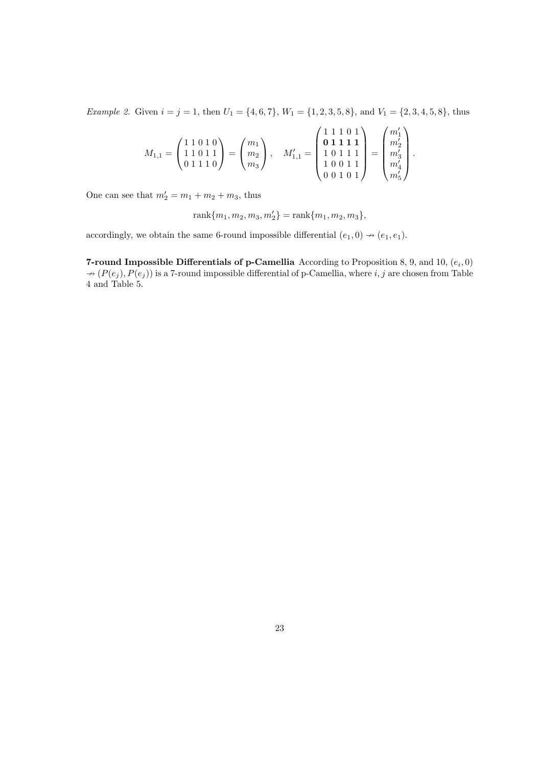*Example 2.* Given $i = j = 1$, then $U_1 = \{4, 6, 7\}$, $W_1 = \{1, 2, 3, 5, 8\}$, and $V_1 = \{2, 3, 4, 5, 8\}$, thus

$$M_{1,1} = \begin{pmatrix} 1\,1\,0\,1\,0 \\ 1\,1\,0\,1\,1 \\ 0\,1\,1\,1\,0 \end{pmatrix} = \begin{pmatrix} m_1 \\ m_2 \\ m_3 \end{pmatrix}, \quad M'_{1,1} = \begin{pmatrix} 1\,1\,1\,0\,1 \\ \mathbf{0\,1\,1\,1\,1} \\ 1\,0\,1\,1\,1 \\ 1\,0\,0\,1\,1 \\ 0\,0\,1\,0\,1 \end{pmatrix} = \begin{pmatrix} m'_1 \\ m'_2 \\ m'_3 \\ m'_4 \\ m'_5 \end{pmatrix}.$$

One can see that $m'_2 = m_1 + m_2 + m_3$, thus

$$\mathrm{rank}\{m_1, m_2, m_3, m'_2\} = \mathrm{rank}\{m_1, m_2, m_3\},$$

accordingly, we obtain the same 6-round impossible differential $(e_1, 0) \nrightarrow (e_1, e_1)$.

**7-round Impossible Differentials of p-Camellia** According to Proposition 8, 9, and 10, $(e_i, 0) \nrightarrow (P(e_j), P(e_j))$ is a 7-round impossible differential of p-Camellia, where $i, j$ are chosen from Table 4 and Table 5.